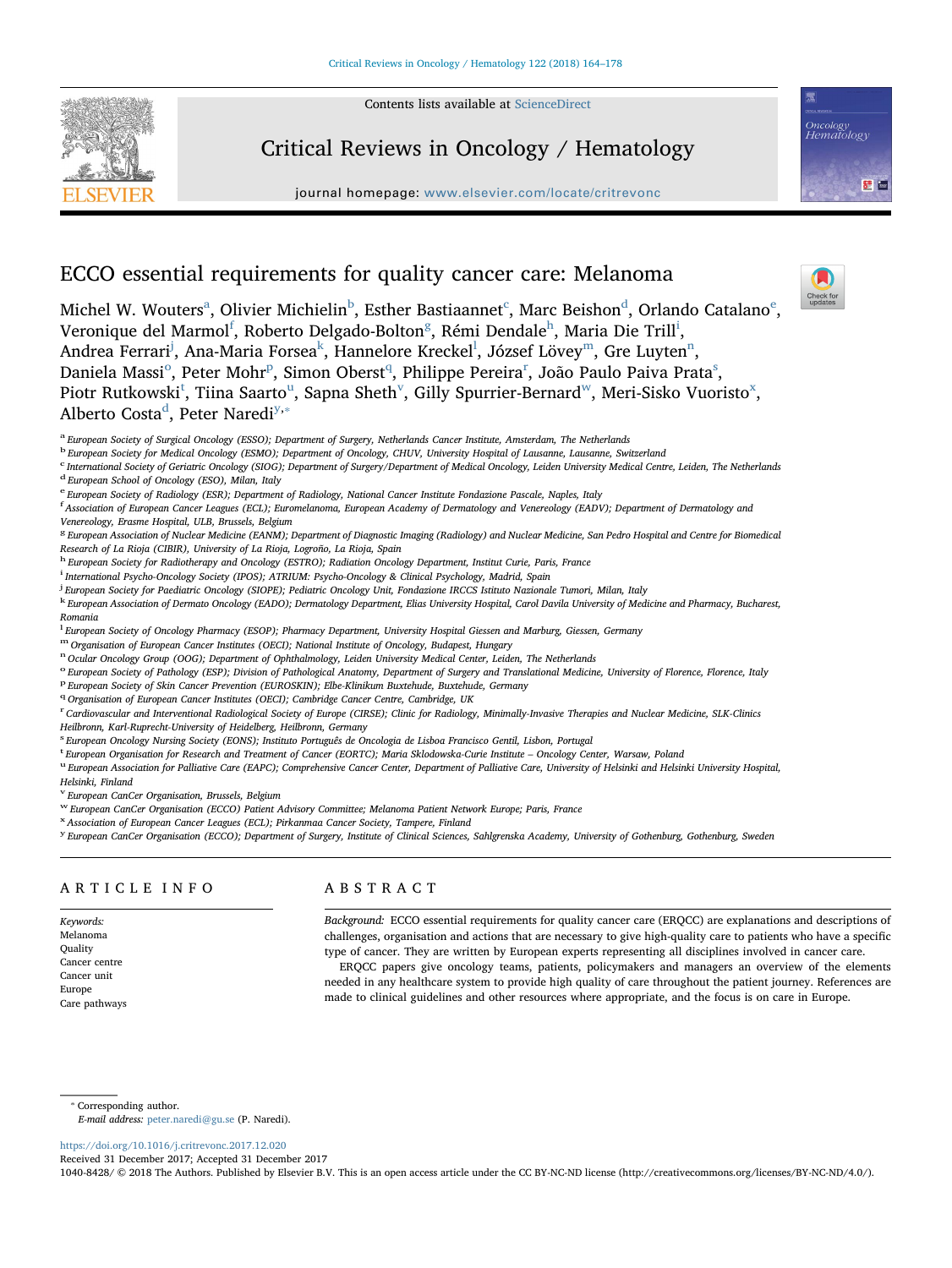# ECCO essential requirements for quality cancer care: Melanoma

Michel W. Wouters[a], Olivier Michielin[b], Esther Bastiaannet[c], Marc Beishon[d], Orlando Catalano[e], Veronique del Marmol[f], Roberto Delgado-Bolton[g], Rémi Dendale[h], Maria Die Trill[i], Andrea Ferrari[j], Ana-Maria Forsea[k], Hannelore Kreckel[l], József Lövey[m], Gre Luyten[n], Daniela Massi[o], Peter Mohr[p], Simon Oberst[q], Philippe Pereira[r], João Paulo Paiva Prata[s], Piotr Rutkowski[t], Tiina Saarto[u], Sapna Sheth[v], Gilly Spurrier-Bernard[w], Meri-Sisko Vuoristo[x], Alberto Costa[d], Peter Naredi[y,*]

[a] European Society of Surgical Oncology (ESSO); Department of Surgery, Netherlands Cancer Institute, Amsterdam, The Netherlands
[b] European Society for Medical Oncology (ESMO); Department of Oncology, CHUV, University Hospital of Lausanne, Lausanne, Switzerland
[c] International Society of Geriatric Oncology (SIOG); Department of Surgery/Department of Medical Oncology, Leiden University Medical Centre, Leiden, The Netherlands
[d] European School of Oncology (ESO), Milan, Italy
[e] European Society of Radiology (ESR); Department of Radiology, National Cancer Institute Fondazione Pascale, Naples, Italy
[f] Association of European Cancer Leagues (ECL); Euromelanoma, European Academy of Dermatology and Venereology (EADV); Department of Dermatology and Venereology, Erasme Hospital, ULB, Brussels, Belgium
[g] European Association of Nuclear Medicine (EANM); Department of Diagnostic Imaging (Radiology) and Nuclear Medicine, San Pedro Hospital and Centre for Biomedical Research of La Rioja (CIBIR), University of La Rioja, Logroño, La Rioja, Spain
[h] European Society for Radiotherapy and Oncology (ESTRO); Radiation Oncology Department, Institut Curie, Paris, France
[i] International Psycho-Oncology Society (IPOS); ATRIUM: Psycho-Oncology & Clinical Psychology, Madrid, Spain
[j] European Society for Paediatric Oncology (SIOPE); Pediatric Oncology Unit, Fondazione IRCCS Istituto Nazionale Tumori, Milan, Italy
[k] European Association of Dermato Oncology (EADO); Dermatology Department, Elias University Hospital, Carol Davila University of Medicine and Pharmacy, Bucharest, Romania
[l] European Society of Oncology Pharmacy (ESOP); Pharmacy Department, University Hospital Giessen and Marburg, Giessen, Germany
[m] Organisation of European Cancer Institutes (OECI); National Institute of Oncology, Budapest, Hungary
[n] Ocular Oncology Group (OOG); Department of Ophthalmology, Leiden University Medical Center, Leiden, The Netherlands
[o] European Society of Pathology (ESP); Division of Pathological Anatomy, Department of Surgery and Translational Medicine, University of Florence, Florence, Italy
[p] European Society of Skin Cancer Prevention (EUROSKIN); Elbe-Klinikum Buxtehude, Buxtehude, Germany
[q] Organisation of European Cancer Institutes (OECI); Cambridge Cancer Centre, Cambridge, UK
[r] Cardiovascular and Interventional Radiological Society of Europe (CIRSE); Clinic for Radiology, Minimally-Invasive Therapies and Nuclear Medicine, SLK-Clinics Heilbronn, Karl-Ruprecht-University of Heidelberg, Heilbronn, Germany
[s] European Oncology Nursing Society (EONS); Instituto Português de Oncologia de Lisboa Francisco Gentil, Lisbon, Portugal
[t] European Organisation for Research and Treatment of Cancer (EORTC); Maria Sklodowska-Curie Institute – Oncology Center, Warsaw, Poland
[u] European Association for Palliative Care (EAPC); Comprehensive Cancer Center, Department of Palliative Care, University of Helsinki and Helsinki University Hospital, Helsinki, Finland
[v] European CanCer Organisation, Brussels, Belgium
[w] European CanCer Organisation (ECCO) Patient Advisory Committee; Melanoma Patient Network Europe; Paris, France
[x] Association of European Cancer Leagues (ECL); Pirkanmaa Cancer Society, Tampere, Finland
[y] European CanCer Organisation (ECCO); Department of Surgery, Institute of Clinical Sciences, Sahlgrenska Academy, University of Gothenburg, Gothenburg, Sweden

## ARTICLE INFO

*Keywords:*
Melanoma
Quality
Cancer centre
Cancer unit
Europe
Care pathways

## ABSTRACT

*Background:* ECCO essential requirements for quality cancer care (ERQCC) are explanations and descriptions of challenges, organisation and actions that are necessary to give high-quality care to patients who have a specific type of cancer. They are written by European experts representing all disciplines involved in cancer care.

ERQCC papers give oncology teams, patients, policymakers and managers an overview of the elements needed in any healthcare system to provide high quality of care throughout the patient journey. References are made to clinical guidelines and other resources where appropriate, and the focus is on care in Europe.

* Corresponding author.
*E-mail address:* peter.naredi@gu.se (P. Naredi).

https://doi.org/10.1016/j.critrevonc.2017.12.020
Received 31 December 2017; Accepted 31 December 2017
1040-8428/ © 2018 The Authors. Published by Elsevier B.V. This is an open access article under the CC BY-NC-ND license (http://creativecommons.org/licenses/BY-NC-ND/4.0/).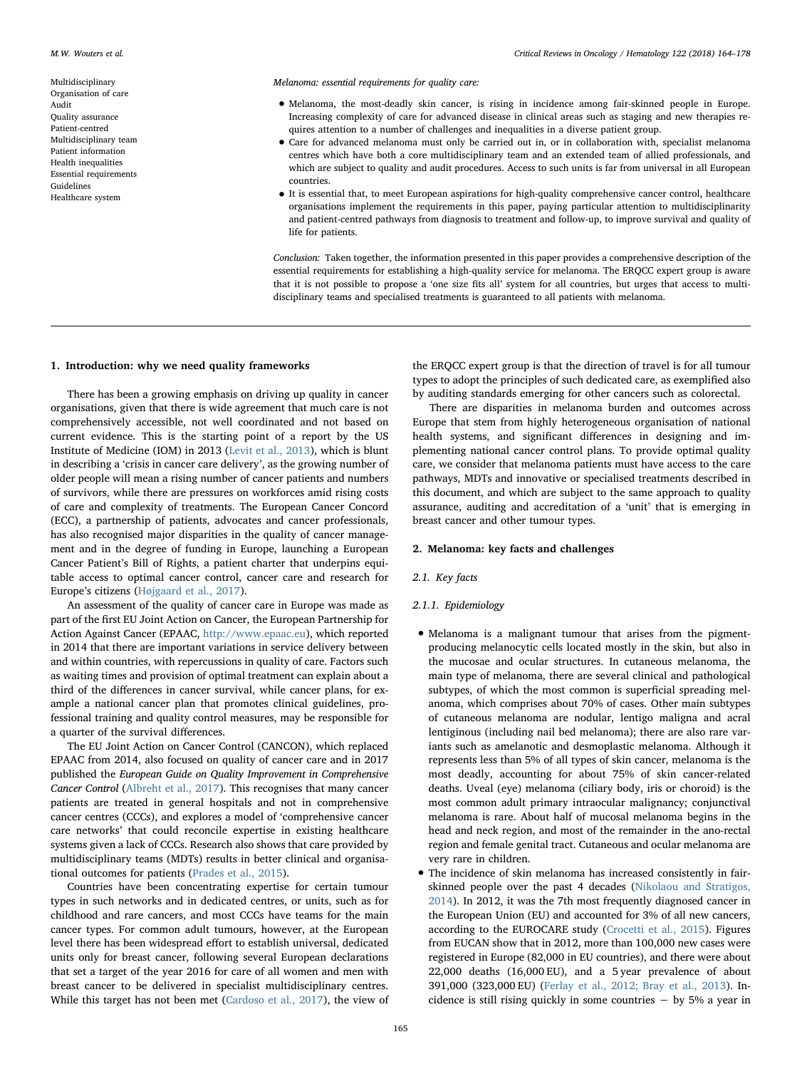Multidisciplinary
Organisation of care
Audit
Quality assurance
Patient-centred
Multidisciplinary team
Patient information
Health inequalities
Essential requirements
Guidelines
Healthcare system

*Melanoma: essential requirements for quality care:*

- Melanoma, the most-deadly skin cancer, is rising in incidence among fair-skinned people in Europe. Increasing complexity of care for advanced disease in clinical areas such as staging and new therapies requires attention to a number of challenges and inequalities in a diverse patient group.
- Care for advanced melanoma must only be carried out in, or in collaboration with, specialist melanoma centres which have both a core multidisciplinary team and an extended team of allied professionals, and which are subject to quality and audit procedures. Access to such units is far from universal in all European countries.
- It is essential that, to meet European aspirations for high-quality comprehensive cancer control, healthcare organisations implement the requirements in this paper, paying particular attention to multidisciplinarity and patient-centred pathways from diagnosis to treatment and follow-up, to improve survival and quality of life for patients.

*Conclusion:* Taken together, the information presented in this paper provides a comprehensive description of the essential requirements for establishing a high-quality service for melanoma. The ERQCC expert group is aware that it is not possible to propose a 'one size fits all' system for all countries, but urges that access to multidisciplinary teams and specialised treatments is guaranteed to all patients with melanoma.

## 1. Introduction: why we need quality frameworks

There has been a growing emphasis on driving up quality in cancer organisations, given that there is wide agreement that much care is not comprehensively accessible, not well coordinated and not based on current evidence. This is the starting point of a report by the US Institute of Medicine (IOM) in 2013 (Levit et al., 2013), which is blunt in describing a 'crisis in cancer care delivery', as the growing number of older people will mean a rising number of cancer patients and numbers of survivors, while there are pressures on workforces amid rising costs of care and complexity of treatments. The European Cancer Concord (ECC), a partnership of patients, advocates and cancer professionals, has also recognised major disparities in the quality of cancer management and in the degree of funding in Europe, launching a European Cancer Patient's Bill of Rights, a patient charter that underpins equitable access to optimal cancer control, cancer care and research for Europe's citizens (Højgaard et al., 2017).

An assessment of the quality of cancer care in Europe was made as part of the first EU Joint Action on Cancer, the European Partnership for Action Against Cancer (EPAAC, http://www.epaac.eu), which reported in 2014 that there are important variations in service delivery between and within countries, with repercussions in quality of care. Factors such as waiting times and provision of optimal treatment can explain about a third of the differences in cancer survival, while cancer plans, for example a national cancer plan that promotes clinical guidelines, professional training and quality control measures, may be responsible for a quarter of the survival differences.

The EU Joint Action on Cancer Control (CANCON), which replaced EPAAC from 2014, also focused on quality of cancer care and in 2017 published the *European Guide on Quality Improvement in Comprehensive Cancer Control* (Albreht et al., 2017). This recognises that many cancer patients are treated in general hospitals and not in comprehensive cancer centres (CCCs), and explores a model of 'comprehensive cancer care networks' that could reconcile expertise in existing healthcare systems given a lack of CCCs. Research also shows that care provided by multidisciplinary teams (MDTs) results in better clinical and organisational outcomes for patients (Prades et al., 2015).

Countries have been concentrating expertise for certain tumour types in such networks and in dedicated centres, or units, such as for childhood and rare cancers, and most CCCs have teams for the main cancer types. For common adult tumours, however, at the European level there has been widespread effort to establish universal, dedicated units only for breast cancer, following several European declarations that set a target of the year 2016 for care of all women and men with breast cancer to be delivered in specialist multidisciplinary centres. While this target has not been met (Cardoso et al., 2017), the view of the ERQCC expert group is that the direction of travel is for all tumour types to adopt the principles of such dedicated care, as exemplified also by auditing standards emerging for other cancers such as colorectal.

There are disparities in melanoma burden and outcomes across Europe that stem from highly heterogeneous organisation of national health systems, and significant differences in designing and implementing national cancer control plans. To provide optimal quality care, we consider that melanoma patients must have access to the care pathways, MDTs and innovative or specialised treatments described in this document, and which are subject to the same approach to quality assurance, auditing and accreditation of a 'unit' that is emerging in breast cancer and other tumour types.

## 2. Melanoma: key facts and challenges

### 2.1. Key facts

#### 2.1.1. Epidemiology

- Melanoma is a malignant tumour that arises from the pigment-producing melanocytic cells located mostly in the skin, but also in the mucosae and ocular structures. In cutaneous melanoma, the main type of melanoma, there are several clinical and pathological subtypes, of which the most common is superficial spreading melanoma, which comprises about 70% of cases. Other main subtypes of cutaneous melanoma are nodular, lentigo maligna and acral lentiginous (including nail bed melanoma); there are also rare variants such as amelanotic and desmoplastic melanoma. Although it represents less than 5% of all types of skin cancer, melanoma is the most deadly, accounting for about 75% of skin cancer-related deaths. Uveal (eye) melanoma (ciliary body, iris or choroid) is the most common adult primary intraocular malignancy; conjunctival melanoma is rare. About half of mucosal melanoma begins in the head and neck region, and most of the remainder in the ano-rectal region and female genital tract. Cutaneous and ocular melanoma are very rare in children.
- The incidence of skin melanoma has increased consistently in fair-skinned people over the past 4 decades (Nikolaou and Stratigos, 2014). In 2012, it was the 7th most frequently diagnosed cancer in the European Union (EU) and accounted for 3% of all new cancers, according to the EUROCARE study (Crocetti et al., 2015). Figures from EUCAN show that in 2012, more than 100,000 new cases were registered in Europe (82,000 in EU countries), and there were about 22,000 deaths (16,000 EU), and a 5 year prevalence of about 391,000 (323,000 EU) (Ferlay et al., 2012; Bray et al., 2013). Incidence is still rising quickly in some countries − by 5% a year in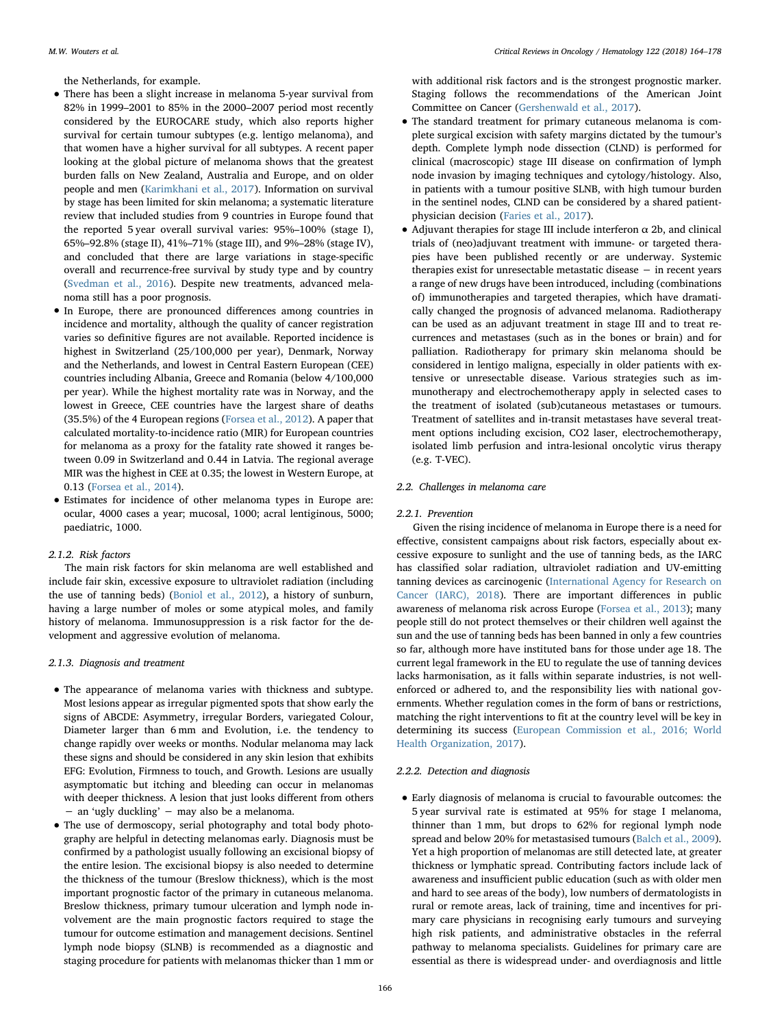the Netherlands, for example.

- There has been a slight increase in melanoma 5-year survival from 82% in 1999–2001 to 85% in the 2000–2007 period most recently considered by the EUROCARE study, which also reports higher survival for certain tumour subtypes (e.g. lentigo melanoma), and that women have a higher survival for all subtypes. A recent paper looking at the global picture of melanoma shows that the greatest burden falls on New Zealand, Australia and Europe, and on older people and men (Karimkhani et al., 2017). Information on survival by stage has been limited for skin melanoma; a systematic literature review that included studies from 9 countries in Europe found that the reported 5 year overall survival varies: 95%–100% (stage I), 65%–92.8% (stage II), 41%–71% (stage III), and 9%–28% (stage IV), and concluded that there are large variations in stage-specific overall and recurrence-free survival by study type and by country (Svedman et al., 2016). Despite new treatments, advanced melanoma still has a poor prognosis.
- In Europe, there are pronounced differences among countries in incidence and mortality, although the quality of cancer registration varies so definitive figures are not available. Reported incidence is highest in Switzerland (25/100,000 per year), Denmark, Norway and the Netherlands, and lowest in Central Eastern European (CEE) countries including Albania, Greece and Romania (below 4/100,000 per year). While the highest mortality rate was in Norway, and the lowest in Greece, CEE countries have the largest share of deaths (35.5%) of the 4 European regions (Forsea et al., 2012). A paper that calculated mortality-to-incidence ratio (MIR) for European countries for melanoma as a proxy for the fatality rate showed it ranges between 0.09 in Switzerland and 0.44 in Latvia. The regional average MIR was the highest in CEE at 0.35; the lowest in Western Europe, at 0.13 (Forsea et al., 2014).
- Estimates for incidence of other melanoma types in Europe are: ocular, 4000 cases a year; mucosal, 1000; acral lentiginous, 5000; paediatric, 1000.

#### 2.1.2. Risk factors

The main risk factors for skin melanoma are well established and include fair skin, excessive exposure to ultraviolet radiation (including the use of tanning beds) (Boniol et al., 2012), a history of sunburn, having a large number of moles or some atypical moles, and family history of melanoma. Immunosuppression is a risk factor for the development and aggressive evolution of melanoma.

#### 2.1.3. Diagnosis and treatment

- The appearance of melanoma varies with thickness and subtype. Most lesions appear as irregular pigmented spots that show early the signs of ABCDE: Asymmetry, irregular Borders, variegated Colour, Diameter larger than 6 mm and Evolution, i.e. the tendency to change rapidly over weeks or months. Nodular melanoma may lack these signs and should be considered in any skin lesion that exhibits EFG: Evolution, Firmness to touch, and Growth. Lesions are usually asymptomatic but itching and bleeding can occur in melanomas with deeper thickness. A lesion that just looks different from others − an 'ugly duckling' − may also be a melanoma.
- The use of dermoscopy, serial photography and total body photography are helpful in detecting melanomas early. Diagnosis must be confirmed by a pathologist usually following an excisional biopsy of the entire lesion. The excisional biopsy is also needed to determine the thickness of the tumour (Breslow thickness), which is the most important prognostic factor of the primary in cutaneous melanoma. Breslow thickness, primary tumour ulceration and lymph node involvement are the main prognostic factors required to stage the tumour for outcome estimation and management decisions. Sentinel lymph node biopsy (SLNB) is recommended as a diagnostic and staging procedure for patients with melanomas thicker than 1 mm or with additional risk factors and is the strongest prognostic marker. Staging follows the recommendations of the American Joint Committee on Cancer (Gershenwald et al., 2017).
- The standard treatment for primary cutaneous melanoma is complete surgical excision with safety margins dictated by the tumour's depth. Complete lymph node dissection (CLND) is performed for clinical (macroscopic) stage III disease on confirmation of lymph node invasion by imaging techniques and cytology/histology. Also, in patients with a tumour positive SLNB, with high tumour burden in the sentinel nodes, CLND can be considered by a shared patient-physician decision (Faries et al., 2017).
- Adjuvant therapies for stage III include interferon α 2b, and clinical trials of (neo)adjuvant treatment with immune- or targeted therapies have been published recently or are underway. Systemic therapies exist for unresectable metastatic disease − in recent years a range of new drugs have been introduced, including (combinations of) immunotherapies and targeted therapies, which have dramatically changed the prognosis of advanced melanoma. Radiotherapy can be used as an adjuvant treatment in stage III and to treat recurrences and metastases (such as in the bones or brain) and for palliation. Radiotherapy for primary skin melanoma should be considered in lentigo maligna, especially in older patients with extensive or unresectable disease. Various strategies such as immunotherapy and electrochemotherapy apply in selected cases to the treatment of isolated (sub)cutaneous metastases or tumours. Treatment of satellites and in-transit metastases have several treatment options including excision, CO2 laser, electrochemotherapy, isolated limb perfusion and intra-lesional oncolytic virus therapy (e.g. T-VEC).

### 2.2. Challenges in melanoma care

#### 2.2.1. Prevention

Given the rising incidence of melanoma in Europe there is a need for effective, consistent campaigns about risk factors, especially about excessive exposure to sunlight and the use of tanning beds, as the IARC has classified solar radiation, ultraviolet radiation and UV-emitting tanning devices as carcinogenic (International Agency for Research on Cancer (IARC), 2018). There are important differences in public awareness of melanoma risk across Europe (Forsea et al., 2013); many people still do not protect themselves or their children well against the sun and the use of tanning beds has been banned in only a few countries so far, although more have instituted bans for those under age 18. The current legal framework in the EU to regulate the use of tanning devices lacks harmonisation, as it falls within separate industries, is not well-enforced or adhered to, and the responsibility lies with national governments. Whether regulation comes in the form of bans or restrictions, matching the right interventions to fit at the country level will be key in determining its success (European Commission et al., 2016; World Health Organization, 2017).

#### 2.2.2. Detection and diagnosis

- Early diagnosis of melanoma is crucial to favourable outcomes: the 5 year survival rate is estimated at 95% for stage I melanoma, thinner than 1 mm, but drops to 62% for regional lymph node spread and below 20% for metastasised tumours (Balch et al., 2009). Yet a high proportion of melanomas are still detected late, at greater thickness or lymphatic spread. Contributing factors include lack of awareness and insufficient public education (such as with older men and hard to see areas of the body), low numbers of dermatologists in rural or remote areas, lack of training, time and incentives for primary care physicians in recognising early tumours and surveying high risk patients, and administrative obstacles in the referral pathway to melanoma specialists. Guidelines for primary care are essential as there is widespread under- and overdiagnosis and little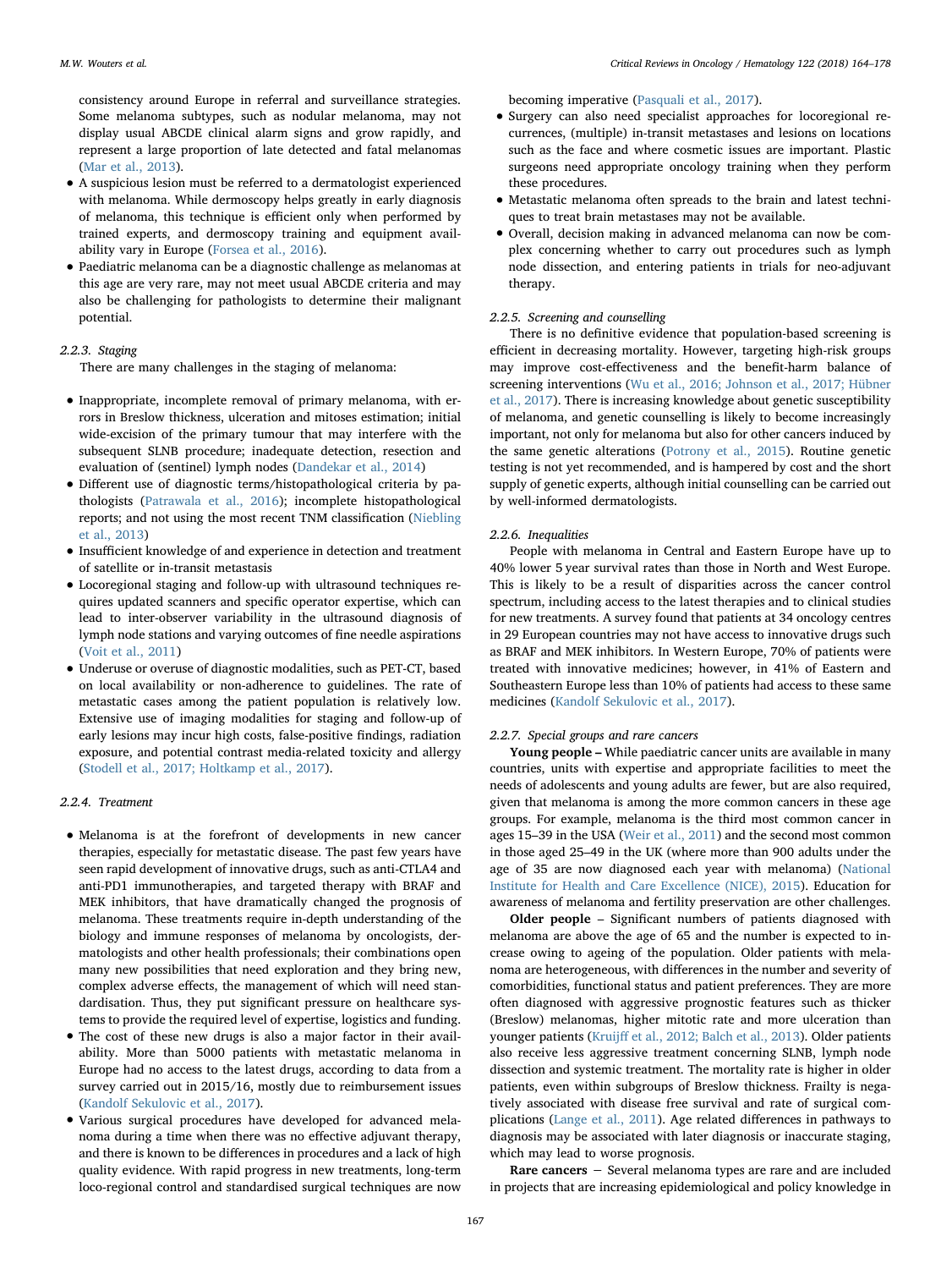consistency around Europe in referral and surveillance strategies. Some melanoma subtypes, such as nodular melanoma, may not display usual ABCDE clinical alarm signs and grow rapidly, and represent a large proportion of late detected and fatal melanomas (Mar et al., 2013).

- A suspicious lesion must be referred to a dermatologist experienced with melanoma. While dermoscopy helps greatly in early diagnosis of melanoma, this technique is efficient only when performed by trained experts, and dermoscopy training and equipment availability vary in Europe (Forsea et al., 2016).
- Paediatric melanoma can be a diagnostic challenge as melanomas at this age are very rare, may not meet usual ABCDE criteria and may also be challenging for pathologists to determine their malignant potential.

#### 2.2.3. Staging

There are many challenges in the staging of melanoma:

- Inappropriate, incomplete removal of primary melanoma, with errors in Breslow thickness, ulceration and mitoses estimation; initial wide-excision of the primary tumour that may interfere with the subsequent SLNB procedure; inadequate detection, resection and evaluation of (sentinel) lymph nodes (Dandekar et al., 2014)
- Different use of diagnostic terms/histopathological criteria by pathologists (Patrawala et al., 2016); incomplete histopathological reports; and not using the most recent TNM classification (Niebling et al., 2013)
- Insufficient knowledge of and experience in detection and treatment of satellite or in-transit metastasis
- Locoregional staging and follow-up with ultrasound techniques requires updated scanners and specific operator expertise, which can lead to inter-observer variability in the ultrasound diagnosis of lymph node stations and varying outcomes of fine needle aspirations (Voit et al., 2011)
- Underuse or overuse of diagnostic modalities, such as PET-CT, based on local availability or non-adherence to guidelines. The rate of metastatic cases among the patient population is relatively low. Extensive use of imaging modalities for staging and follow-up of early lesions may incur high costs, false-positive findings, radiation exposure, and potential contrast media-related toxicity and allergy (Stodell et al., 2017; Holtkamp et al., 2017).

#### 2.2.4. Treatment

- Melanoma is at the forefront of developments in new cancer therapies, especially for metastatic disease. The past few years have seen rapid development of innovative drugs, such as anti-CTLA4 and anti-PD1 immunotherapies, and targeted therapy with BRAF and MEK inhibitors, that have dramatically changed the prognosis of melanoma. These treatments require in-depth understanding of the biology and immune responses of melanoma by oncologists, dermatologists and other health professionals; their combinations open many new possibilities that need exploration and they bring new, complex adverse effects, the management of which will need standardisation. Thus, they put significant pressure on healthcare systems to provide the required level of expertise, logistics and funding.
- The cost of these new drugs is also a major factor in their availability. More than 5000 patients with metastatic melanoma in Europe had no access to the latest drugs, according to data from a survey carried out in 2015/16, mostly due to reimbursement issues (Kandolf Sekulovic et al., 2017).
- Various surgical procedures have developed for advanced melanoma during a time when there was no effective adjuvant therapy, and there is known to be differences in procedures and a lack of high quality evidence. With rapid progress in new treatments, long-term loco-regional control and standardised surgical techniques are now becoming imperative (Pasquali et al., 2017).
- Surgery can also need specialist approaches for locoregional recurrences, (multiple) in-transit metastases and lesions on locations such as the face and where cosmetic issues are important. Plastic surgeons need appropriate oncology training when they perform these procedures.
- Metastatic melanoma often spreads to the brain and latest techniques to treat brain metastases may not be available.
- Overall, decision making in advanced melanoma can now be complex concerning whether to carry out procedures such as lymph node dissection, and entering patients in trials for neo-adjuvant therapy.

#### 2.2.5. Screening and counselling

There is no definitive evidence that population-based screening is efficient in decreasing mortality. However, targeting high-risk groups may improve cost-effectiveness and the benefit-harm balance of screening interventions (Wu et al., 2016; Johnson et al., 2017; Hübner et al., 2017). There is increasing knowledge about genetic susceptibility of melanoma, and genetic counselling is likely to become increasingly important, not only for melanoma but also for other cancers induced by the same genetic alterations (Potrony et al., 2015). Routine genetic testing is not yet recommended, and is hampered by cost and the short supply of genetic experts, although initial counselling can be carried out by well-informed dermatologists.

#### 2.2.6. Inequalities

People with melanoma in Central and Eastern Europe have up to 40% lower 5 year survival rates than those in North and West Europe. This is likely to be a result of disparities across the cancer control spectrum, including access to the latest therapies and to clinical studies for new treatments. A survey found that patients at 34 oncology centres in 29 European countries may not have access to innovative drugs such as BRAF and MEK inhibitors. In Western Europe, 70% of patients were treated with innovative medicines; however, in 41% of Eastern and Southeastern Europe less than 10% of patients had access to these same medicines (Kandolf Sekulovic et al., 2017).

#### 2.2.7. Special groups and rare cancers

**Young people –** While paediatric cancer units are available in many countries, units with expertise and appropriate facilities to meet the needs of adolescents and young adults are fewer, but are also required, given that melanoma is among the more common cancers in these age groups. For example, melanoma is the third most common cancer in ages 15–39 in the USA (Weir et al., 2011) and the second most common in those aged 25–49 in the UK (where more than 900 adults under the age of 35 are now diagnosed each year with melanoma) (National Institute for Health and Care Excellence (NICE), 2015). Education for awareness of melanoma and fertility preservation are other challenges.

**Older people** – Significant numbers of patients diagnosed with melanoma are above the age of 65 and the number is expected to increase owing to ageing of the population. Older patients with melanoma are heterogeneous, with differences in the number and severity of comorbidities, functional status and patient preferences. They are more often diagnosed with aggressive prognostic features such as thicker (Breslow) melanomas, higher mitotic rate and more ulceration than younger patients (Kruijff et al., 2012; Balch et al., 2013). Older patients also receive less aggressive treatment concerning SLNB, lymph node dissection and systemic treatment. The mortality rate is higher in older patients, even within subgroups of Breslow thickness. Frailty is negatively associated with disease free survival and rate of surgical complications (Lange et al., 2011). Age related differences in pathways to diagnosis may be associated with later diagnosis or inaccurate staging, which may lead to worse prognosis.

**Rare cancers** − Several melanoma types are rare and are included in projects that are increasing epidemiological and policy knowledge in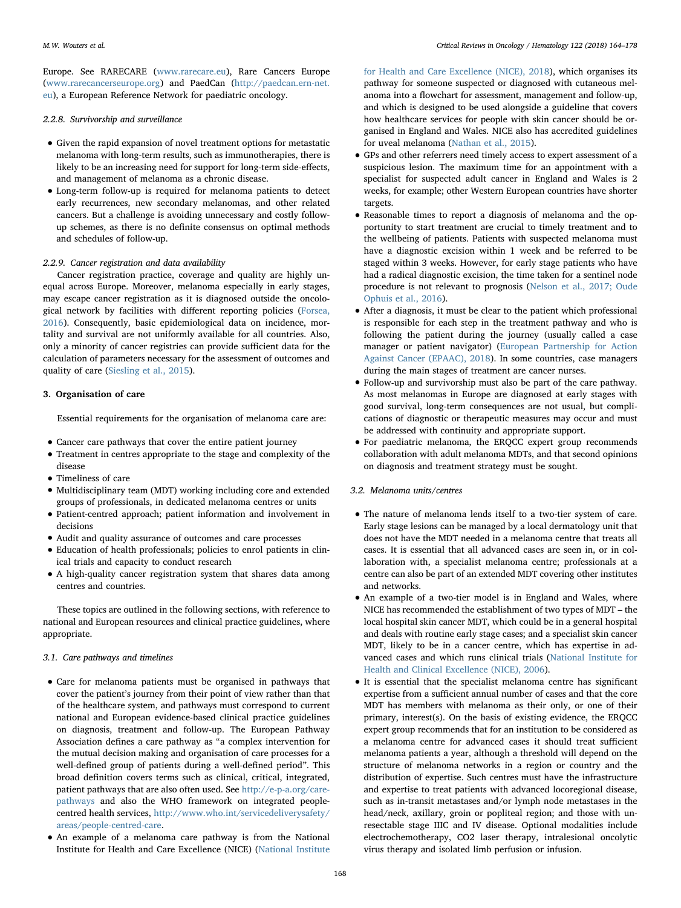Europe. See RARECARE (www.rarecare.eu), Rare Cancers Europe (www.rarecancerseurope.org) and PaedCan (http://paedcan.ern-net.eu), a European Reference Network for paediatric oncology.

#### 2.2.8. Survivorship and surveillance

- Given the rapid expansion of novel treatment options for metastatic melanoma with long-term results, such as immunotherapies, there is likely to be an increasing need for support for long-term side-effects, and management of melanoma as a chronic disease.
- Long-term follow-up is required for melanoma patients to detect early recurrences, new secondary melanomas, and other related cancers. But a challenge is avoiding unnecessary and costly follow-up schemes, as there is no definite consensus on optimal methods and schedules of follow-up.

#### 2.2.9. Cancer registration and data availability

Cancer registration practice, coverage and quality are highly unequal across Europe. Moreover, melanoma especially in early stages, may escape cancer registration as it is diagnosed outside the oncological network by facilities with different reporting policies (Forsea, 2016). Consequently, basic epidemiological data on incidence, mortality and survival are not uniformly available for all countries. Also, only a minority of cancer registries can provide sufficient data for the calculation of parameters necessary for the assessment of outcomes and quality of care (Siesling et al., 2015).

## 3. Organisation of care

Essential requirements for the organisation of melanoma care are:

- Cancer care pathways that cover the entire patient journey
- Treatment in centres appropriate to the stage and complexity of the disease
- Timeliness of care
- Multidisciplinary team (MDT) working including core and extended groups of professionals, in dedicated melanoma centres or units
- Patient-centred approach; patient information and involvement in decisions
- Audit and quality assurance of outcomes and care processes
- Education of health professionals; policies to enrol patients in clinical trials and capacity to conduct research
- A high-quality cancer registration system that shares data among centres and countries.

These topics are outlined in the following sections, with reference to national and European resources and clinical practice guidelines, where appropriate.

### 3.1. Care pathways and timelines

- Care for melanoma patients must be organised in pathways that cover the patient's journey from their point of view rather than that of the healthcare system, and pathways must correspond to current national and European evidence-based clinical practice guidelines on diagnosis, treatment and follow-up. The European Pathway Association defines a care pathway as "a complex intervention for the mutual decision making and organisation of care processes for a well-defined group of patients during a well-defined period". This broad definition covers terms such as clinical, critical, integrated, patient pathways that are also often used. See http://e-p-a.org/care-pathways and also the WHO framework on integrated people-centred health services, http://www.who.int/servicedeliverysafety/areas/people-centred-care.
- An example of a melanoma care pathway is from the National Institute for Health and Care Excellence (NICE) (National Institute for Health and Care Excellence (NICE), 2018), which organises its pathway for someone suspected or diagnosed with cutaneous melanoma into a flowchart for assessment, management and follow-up, and which is designed to be used alongside a guideline that covers how healthcare services for people with skin cancer should be organised in England and Wales. NICE also has accredited guidelines for uveal melanoma (Nathan et al., 2015).
- GPs and other referrers need timely access to expert assessment of a suspicious lesion. The maximum time for an appointment with a specialist for suspected adult cancer in England and Wales is 2 weeks, for example; other Western European countries have shorter targets.
- Reasonable times to report a diagnosis of melanoma and the opportunity to start treatment are crucial to timely treatment and to the wellbeing of patients. Patients with suspected melanoma must have a diagnostic excision within 1 week and be referred to be staged within 3 weeks. However, for early stage patients who have had a radical diagnostic excision, the time taken for a sentinel node procedure is not relevant to prognosis (Nelson et al., 2017; Oude Ophuis et al., 2016).
- After a diagnosis, it must be clear to the patient which professional is responsible for each step in the treatment pathway and who is following the patient during the journey (usually called a case manager or patient navigator) (European Partnership for Action Against Cancer (EPAAC), 2018). In some countries, case managers during the main stages of treatment are cancer nurses.
- Follow-up and survivorship must also be part of the care pathway. As most melanomas in Europe are diagnosed at early stages with good survival, long-term consequences are not usual, but complications of diagnostic or therapeutic measures may occur and must be addressed with continuity and appropriate support.
- For paediatric melanoma, the ERQCC expert group recommends collaboration with adult melanoma MDTs, and that second opinions on diagnosis and treatment strategy must be sought.

### 3.2. Melanoma units/centres

- The nature of melanoma lends itself to a two-tier system of care. Early stage lesions can be managed by a local dermatology unit that does not have the MDT needed in a melanoma centre that treats all cases. It is essential that all advanced cases are seen in, or in collaboration with, a specialist melanoma centre; professionals at a centre can also be part of an extended MDT covering other institutes and networks.
- An example of a two-tier model is in England and Wales, where NICE has recommended the establishment of two types of MDT – the local hospital skin cancer MDT, which could be in a general hospital and deals with routine early stage cases; and a specialist skin cancer MDT, likely to be in a cancer centre, which has expertise in advanced cases and which runs clinical trials (National Institute for Health and Clinical Excellence (NICE), 2006).
- It is essential that the specialist melanoma centre has significant expertise from a sufficient annual number of cases and that the core MDT has members with melanoma as their only, or one of their primary, interest(s). On the basis of existing evidence, the ERQCC expert group recommends that for an institution to be considered as a melanoma centre for advanced cases it should treat sufficient melanoma patients a year, although a threshold will depend on the structure of melanoma networks in a region or country and the distribution of expertise. Such centres must have the infrastructure and expertise to treat patients with advanced locoregional disease, such as in-transit metastases and/or lymph node metastases in the head/neck, axillary, groin or popliteal region; and those with unresectable stage IIIC and IV disease. Optional modalities include electrochemotherapy, CO2 laser therapy, intralesional oncolytic virus therapy and isolated limb perfusion or infusion.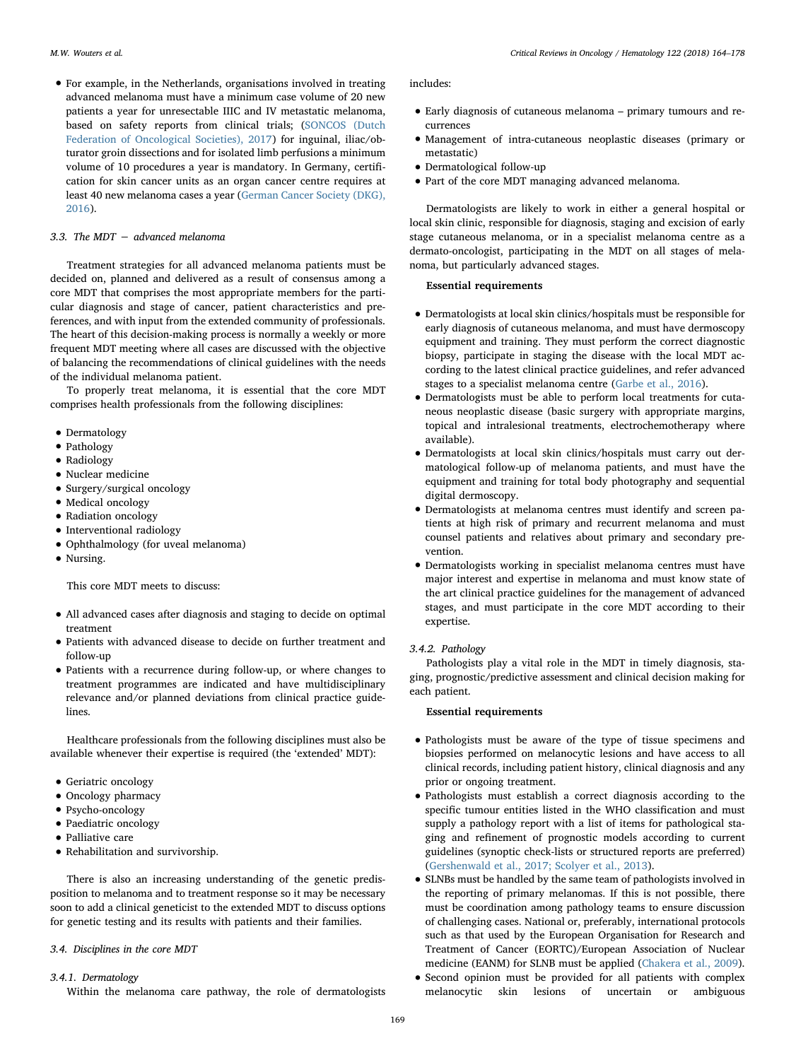- For example, in the Netherlands, organisations involved in treating advanced melanoma must have a minimum case volume of 20 new patients a year for unresectable IIIC and IV metastatic melanoma, based on safety reports from clinical trials; (SONCOS (Dutch Federation of Oncological Societies), 2017) for inguinal, iliac/obturator groin dissections and for isolated limb perfusions a minimum volume of 10 procedures a year is mandatory. In Germany, certification for skin cancer units as an organ cancer centre requires at least 40 new melanoma cases a year (German Cancer Society (DKG), 2016).

### 3.3. The MDT — advanced melanoma

Treatment strategies for all advanced melanoma patients must be decided on, planned and delivered as a result of consensus among a core MDT that comprises the most appropriate members for the particular diagnosis and stage of cancer, patient characteristics and preferences, and with input from the extended community of professionals. The heart of this decision-making process is normally a weekly or more frequent MDT meeting where all cases are discussed with the objective of balancing the recommendations of clinical guidelines with the needs of the individual melanoma patient.

To properly treat melanoma, it is essential that the core MDT comprises health professionals from the following disciplines:

- Dermatology
- Pathology
- Radiology
- Nuclear medicine
- Surgery/surgical oncology
- Medical oncology
- Radiation oncology
- Interventional radiology
- Ophthalmology (for uveal melanoma)
- Nursing.

This core MDT meets to discuss:

- All advanced cases after diagnosis and staging to decide on optimal treatment
- Patients with advanced disease to decide on further treatment and follow-up
- Patients with a recurrence during follow-up, or where changes to treatment programmes are indicated and have multidisciplinary relevance and/or planned deviations from clinical practice guidelines.

Healthcare professionals from the following disciplines must also be available whenever their expertise is required (the 'extended' MDT):

- Geriatric oncology
- Oncology pharmacy
- Psycho-oncology
- Paediatric oncology
- Palliative care
- Rehabilitation and survivorship.

There is also an increasing understanding of the genetic predisposition to melanoma and to treatment response so it may be necessary soon to add a clinical geneticist to the extended MDT to discuss options for genetic testing and its results with patients and their families.

### 3.4. Disciplines in the core MDT

#### 3.4.1. Dermatology

Within the melanoma care pathway, the role of dermatologists includes:

- Early diagnosis of cutaneous melanoma – primary tumours and recurrences
- Management of intra-cutaneous neoplastic diseases (primary or metastatic)
- Dermatological follow-up
- Part of the core MDT managing advanced melanoma.

Dermatologists are likely to work in either a general hospital or local skin clinic, responsible for diagnosis, staging and excision of early stage cutaneous melanoma, or in a specialist melanoma centre as a dermato-oncologist, participating in the MDT on all stages of melanoma, but particularly advanced stages.

**Essential requirements**

- Dermatologists at local skin clinics/hospitals must be responsible for early diagnosis of cutaneous melanoma, and must have dermoscopy equipment and training. They must perform the correct diagnostic biopsy, participate in staging the disease with the local MDT according to the latest clinical practice guidelines, and refer advanced stages to a specialist melanoma centre (Garbe et al., 2016).
- Dermatologists must be able to perform local treatments for cutaneous neoplastic disease (basic surgery with appropriate margins, topical and intralesional treatments, electrochemotherapy where available).
- Dermatologists at local skin clinics/hospitals must carry out dermatological follow-up of melanoma patients, and must have the equipment and training for total body photography and sequential digital dermoscopy.
- Dermatologists at melanoma centres must identify and screen patients at high risk of primary and recurrent melanoma and must counsel patients and relatives about primary and secondary prevention.
- Dermatologists working in specialist melanoma centres must have major interest and expertise in melanoma and must know state of the art clinical practice guidelines for the management of advanced stages, and must participate in the core MDT according to their expertise.

#### 3.4.2. Pathology

Pathologists play a vital role in the MDT in timely diagnosis, staging, prognostic/predictive assessment and clinical decision making for each patient.

**Essential requirements**

- Pathologists must be aware of the type of tissue specimens and biopsies performed on melanocytic lesions and have access to all clinical records, including patient history, clinical diagnosis and any prior or ongoing treatment.
- Pathologists must establish a correct diagnosis according to the specific tumour entities listed in the WHO classification and must supply a pathology report with a list of items for pathological staging and refinement of prognostic models according to current guidelines (synoptic check-lists or structured reports are preferred) (Gershenwald et al., 2017; Scolyer et al., 2013).
- SLNBs must be handled by the same team of pathologists involved in the reporting of primary melanomas. If this is not possible, there must be coordination among pathology teams to ensure discussion of challenging cases. National or, preferably, international protocols such as that used by the European Organisation for Research and Treatment of Cancer (EORTC)/European Association of Nuclear medicine (EANM) for SLNB must be applied (Chakera et al., 2009).
- Second opinion must be provided for all patients with complex melanocytic skin lesions of uncertain or ambiguous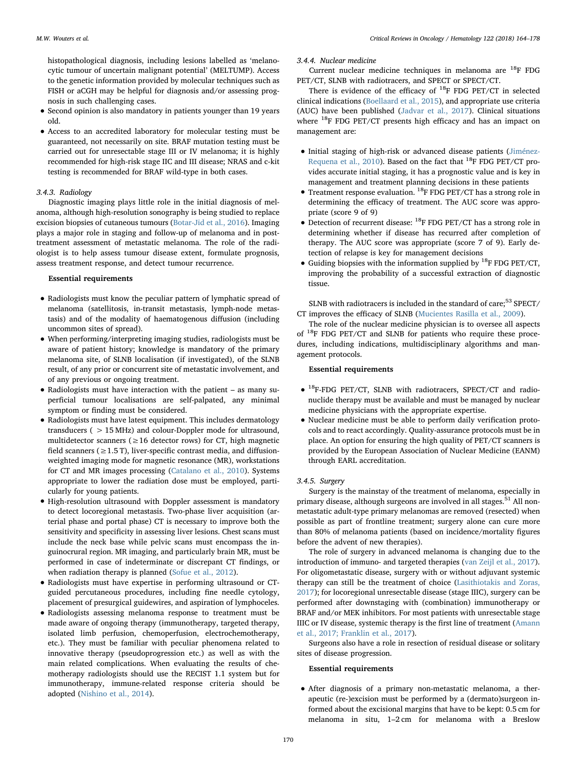histopathological diagnosis, including lesions labelled as 'melanocytic tumour of uncertain malignant potential' (MELTUMP). Access to the genetic information provided by molecular techniques such as FISH or aCGH may be helpful for diagnosis and/or assessing prognosis in such challenging cases.

- Second opinion is also mandatory in patients younger than 19 years old.
- Access to an accredited laboratory for molecular testing must be guaranteed, not necessarily on site. BRAF mutation testing must be carried out for unresectable stage III or IV melanoma; it is highly recommended for high-risk stage IIC and III disease; NRAS and c-kit testing is recommended for BRAF wild-type in both cases.

### 3.4.3. Radiology

Diagnostic imaging plays little role in the initial diagnosis of melanoma, although high-resolution sonography is being studied to replace excision biopsies of cutaneous tumours (Botar-Jid et al., 2016). Imaging plays a major role in staging and follow-up of melanoma and in post-treatment assessment of metastatic melanoma. The role of the radiologist is to help assess tumour disease extent, formulate prognosis, assess treatment response, and detect tumour recurrence.

**Essential requirements**

- Radiologists must know the peculiar pattern of lymphatic spread of melanoma (satellitosis, in-transit metastasis, lymph-node metastasis) and of the modality of haematogenous diffusion (including uncommon sites of spread).
- When performing/interpreting imaging studies, radiologists must be aware of patient history; knowledge is mandatory of the primary melanoma site, of SLNB localisation (if investigated), of the SLNB result, of any prior or concurrent site of metastatic involvement, and of any previous or ongoing treatment.
- Radiologists must have interaction with the patient – as many superficial tumour localisations are self-palpated, any minimal symptom or finding must be considered.
- Radiologists must have latest equipment. This includes dermatology transducers ( > 15 MHz) and colour-Doppler mode for ultrasound, multidetector scanners (≥16 detector rows) for CT, high magnetic field scanners (≥1.5 T), liver-specific contrast media, and diffusion-weighted imaging mode for magnetic resonance (MR), workstations for CT and MR images processing (Catalano et al., 2010). Systems appropriate to lower the radiation dose must be employed, particularly for young patients.
- High-resolution ultrasound with Doppler assessment is mandatory to detect locoregional metastasis. Two-phase liver acquisition (arterial phase and portal phase) CT is necessary to improve both the sensitivity and specificity in assessing liver lesions. Chest scans must include the neck base while pelvic scans must encompass the inguinocrural region. MR imaging, and particularly brain MR, must be performed in case of indeterminate or discrepant CT findings, or when radiation therapy is planned (Sofue et al., 2012).
- Radiologists must have expertise in performing ultrasound or CT-guided percutaneous procedures, including fine needle cytology, placement of presurgical guidewires, and aspiration of lymphoceles.
- Radiologists assessing melanoma response to treatment must be made aware of ongoing therapy (immunotherapy, targeted therapy, isolated limb perfusion, chemoperfusion, electrochemotherapy, etc.). They must be familiar with peculiar phenomena related to innovative therapy (pseudoprogression etc.) as well as with the main related complications. When evaluating the results of chemotherapy radiologists should use the RECIST 1.1 system but for immunotherapy, immune-related response criteria should be adopted (Nishino et al., 2014).

### 3.4.4. Nuclear medicine

Current nuclear medicine techniques in melanoma are $^{18}$F FDG PET/CT, SLNB with radiotracers, and SPECT or SPECT/CT.

There is evidence of the efficacy of $^{18}$F FDG PET/CT in selected clinical indications (Boellaard et al., 2015), and appropriate use criteria (AUC) have been published (Jadvar et al., 2017). Clinical situations where $^{18}$F FDG PET/CT presents high efficacy and has an impact on management are:

- Initial staging of high-risk or advanced disease patients (Jiménez-Requena et al., 2010). Based on the fact that $^{18}$F FDG PET/CT provides accurate initial staging, it has a prognostic value and is key in management and treatment planning decisions in these patients
- Treatment response evaluation. $^{18}$F FDG PET/CT has a strong role in determining the efficacy of treatment. The AUC score was appropriate (score 9 of 9)
- Detection of recurrent disease: $^{18}$F FDG PET/CT has a strong role in determining whether if disease has recurred after completion of therapy. The AUC score was appropriate (score 7 of 9). Early detection of relapse is key for management decisions
- Guiding biopsies with the information supplied by $^{18}$F FDG PET/CT, improving the probability of a successful extraction of diagnostic tissue.

SLNB with radiotracers is included in the standard of care;[53] SPECT/CT improves the efficacy of SLNB (Mucientes Rasilla et al., 2009).

The role of the nuclear medicine physician is to oversee all aspects of $^{18}$F FDG PET/CT and SLNB for patients who require these procedures, including indications, multidisciplinary algorithms and management protocols.

**Essential requirements**

- $^{18}$F-FDG PET/CT, SLNB with radiotracers, SPECT/CT and radionuclide therapy must be available and must be managed by nuclear medicine physicians with the appropriate expertise.
- Nuclear medicine must be able to perform daily verification protocols and to react accordingly. Quality-assurance protocols must be in place. An option for ensuring the high quality of PET/CT scanners is provided by the European Association of Nuclear Medicine (EANM) through EARL accreditation.

### 3.4.5. Surgery

Surgery is the mainstay of the treatment of melanoma, especially in primary disease, although surgeons are involved in all stages.[51] All non-metastatic adult-type primary melanomas are removed (resected) when possible as part of frontline treatment; surgery alone can cure more than 80% of melanoma patients (based on incidence/mortality figures before the advent of new therapies).

The role of surgery in advanced melanoma is changing due to the introduction of immuno- and targeted therapies (van Zeijl et al., 2017). For oligometastatic disease, surgery with or without adjuvant systemic therapy can still be the treatment of choice (Lasithiotakis and Zoras, 2017); for locoregional unresectable disease (stage IIIC), surgery can be performed after downstaging with (combination) immunotherapy or BRAF and/or MEK inhibitors. For most patients with unresectable stage IIIC or IV disease, systemic therapy is the first line of treatment (Amann et al., 2017; Franklin et al., 2017).

Surgeons also have a role in resection of residual disease or solitary sites of disease progression.

**Essential requirements**

- After diagnosis of a primary non-metastatic melanoma, a therapeutic (re-)excision must be performed by a (dermato)surgeon informed about the excisional margins that have to be kept: 0.5 cm for melanoma in situ, 1–2 cm for melanoma with a Breslow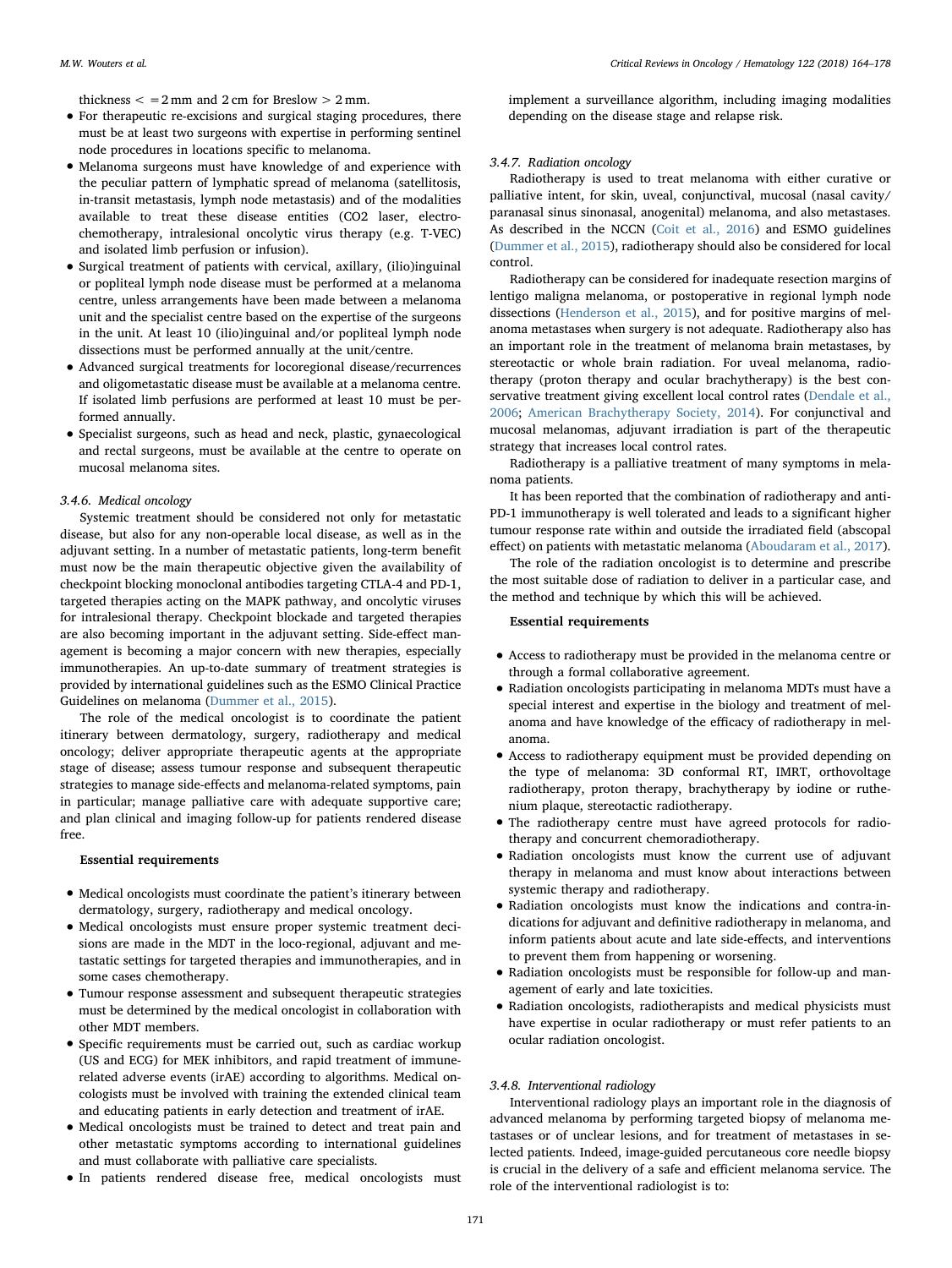thickness < = 2 mm and 2 cm for Breslow > 2 mm.

- For therapeutic re-excisions and surgical staging procedures, there must be at least two surgeons with expertise in performing sentinel node procedures in locations specific to melanoma.
- Melanoma surgeons must have knowledge of and experience with the peculiar pattern of lymphatic spread of melanoma (satellitosis, in-transit metastasis, lymph node metastasis) and of the modalities available to treat these disease entities ($CO_2$ laser, electro-chemotherapy, intralesional oncolytic virus therapy (e.g. T-VEC) and isolated limb perfusion or infusion).
- Surgical treatment of patients with cervical, axillary, (ilio)inguinal or popliteal lymph node disease must be performed at a melanoma centre, unless arrangements have been made between a melanoma unit and the specialist centre based on the expertise of the surgeons in the unit. At least 10 (ilio)inguinal and/or popliteal lymph node dissections must be performed annually at the unit/centre.
- Advanced surgical treatments for locoregional disease/recurrences and oligometastatic disease must be available at a melanoma centre. If isolated limb perfusions are performed at least 10 must be performed annually.
- Specialist surgeons, such as head and neck, plastic, gynaecological and rectal surgeons, must be available at the centre to operate on mucosal melanoma sites.

### 3.4.6. Medical oncology

Systemic treatment should be considered not only for metastatic disease, but also for any non-operable local disease, as well as in the adjuvant setting. In a number of metastatic patients, long-term benefit must now be the main therapeutic objective given the availability of checkpoint blocking monoclonal antibodies targeting CTLA-4 and PD-1, targeted therapies acting on the MAPK pathway, and oncolytic viruses for intralesional therapy. Checkpoint blockade and targeted therapies are also becoming important in the adjuvant setting. Side-effect management is becoming a major concern with new therapies, especially immunotherapies. An up-to-date summary of treatment strategies is provided by international guidelines such as the ESMO Clinical Practice Guidelines on melanoma (Dummer et al., 2015).

The role of the medical oncologist is to coordinate the patient itinerary between dermatology, surgery, radiotherapy and medical oncology; deliver appropriate therapeutic agents at the appropriate stage of disease; assess tumour response and subsequent therapeutic strategies to manage side-effects and melanoma-related symptoms, pain in particular; manage palliative care with adequate supportive care; and plan clinical and imaging follow-up for patients rendered disease free.

**Essential requirements**

- Medical oncologists must coordinate the patient's itinerary between dermatology, surgery, radiotherapy and medical oncology.
- Medical oncologists must ensure proper systemic treatment decisions are made in the MDT in the loco-regional, adjuvant and metastatic settings for targeted therapies and immunotherapies, and in some cases chemotherapy.
- Tumour response assessment and subsequent therapeutic strategies must be determined by the medical oncologist in collaboration with other MDT members.
- Specific requirements must be carried out, such as cardiac workup (US and ECG) for MEK inhibitors, and rapid treatment of immune-related adverse events (irAE) according to algorithms. Medical oncologists must be involved with training the extended clinical team and educating patients in early detection and treatment of irAE.
- Medical oncologists must be trained to detect and treat pain and other metastatic symptoms according to international guidelines and must collaborate with palliative care specialists.
- In patients rendered disease free, medical oncologists must implement a surveillance algorithm, including imaging modalities depending on the disease stage and relapse risk.

### 3.4.7. Radiation oncology

Radiotherapy is used to treat melanoma with either curative or palliative intent, for skin, uveal, conjunctival, mucosal (nasal cavity/paranasal sinus sinonasal, anogenital) melanoma, and also metastases. As described in the NCCN (Coit et al., 2016) and ESMO guidelines (Dummer et al., 2015), radiotherapy should also be considered for local control.

Radiotherapy can be considered for inadequate resection margins of lentigo maligna melanoma, or postoperative in regional lymph node dissections (Henderson et al., 2015), and for positive margins of melanoma metastases when surgery is not adequate. Radiotherapy also has an important role in the treatment of melanoma brain metastases, by stereotactic or whole brain radiation. For uveal melanoma, radiotherapy (proton therapy and ocular brachytherapy) is the best conservative treatment giving excellent local control rates (Dendale et al., 2006; American Brachytherapy Society, 2014). For conjunctival and mucosal melanomas, adjuvant irradiation is part of the therapeutic strategy that increases local control rates.

Radiotherapy is a palliative treatment of many symptoms in melanoma patients.

It has been reported that the combination of radiotherapy and anti-PD-1 immunotherapy is well tolerated and leads to a significant higher tumour response rate within and outside the irradiated field (abscopal effect) on patients with metastatic melanoma (Aboudaram et al., 2017).

The role of the radiation oncologist is to determine and prescribe the most suitable dose of radiation to deliver in a particular case, and the method and technique by which this will be achieved.

**Essential requirements**

- Access to radiotherapy must be provided in the melanoma centre or through a formal collaborative agreement.
- Radiation oncologists participating in melanoma MDTs must have a special interest and expertise in the biology and treatment of melanoma and have knowledge of the efficacy of radiotherapy in melanoma.
- Access to radiotherapy equipment must be provided depending on the type of melanoma: 3D conformal RT, IMRT, orthovoltage radiotherapy, proton therapy, brachytherapy by iodine or ruthenium plaque, stereotactic radiotherapy.
- The radiotherapy centre must have agreed protocols for radiotherapy and concurrent chemoradiotherapy.
- Radiation oncologists must know the current use of adjuvant therapy in melanoma and must know about interactions between systemic therapy and radiotherapy.
- Radiation oncologists must know the indications and contra-indications for adjuvant and definitive radiotherapy in melanoma, and inform patients about acute and late side-effects, and interventions to prevent them from happening or worsening.
- Radiation oncologists must be responsible for follow-up and management of early and late toxicities.
- Radiation oncologists, radiotherapists and medical physicists must have expertise in ocular radiotherapy or must refer patients to an ocular radiation oncologist.

### 3.4.8. Interventional radiology

Interventional radiology plays an important role in the diagnosis of advanced melanoma by performing targeted biopsy of melanoma metastases or of unclear lesions, and for treatment of metastases in selected patients. Indeed, image-guided percutaneous core needle biopsy is crucial in the delivery of a safe and efficient melanoma service. The role of the interventional radiologist is to: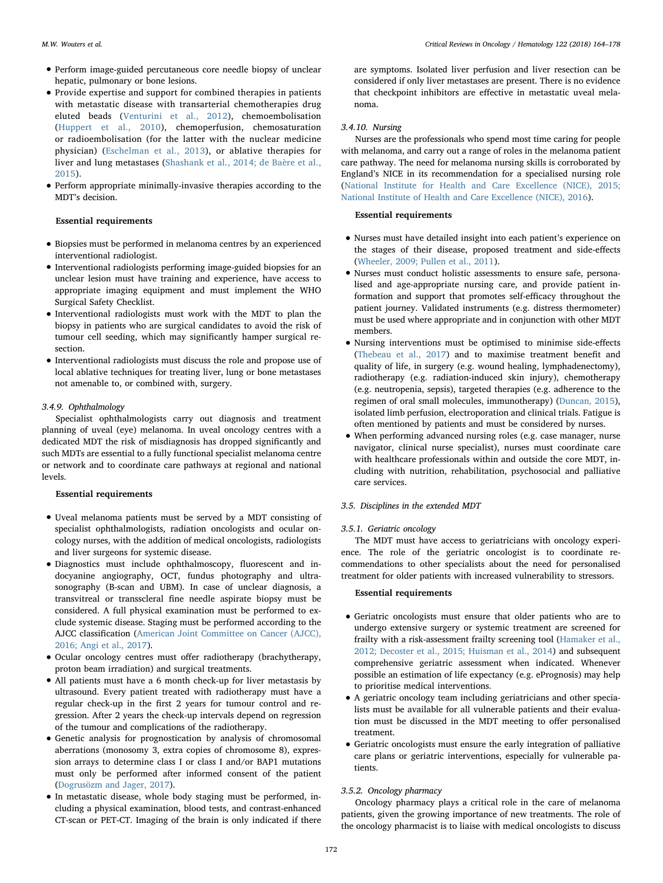- Perform image-guided percutaneous core needle biopsy of unclear hepatic, pulmonary or bone lesions.
- Provide expertise and support for combined therapies in patients with metastatic disease with transarterial chemotherapies drug eluted beads (Venturini et al., 2012), chemoembolisation (Huppert et al., 2010), chemoperfusion, chemosaturation or radioembolisation (for the latter with the nuclear medicine physician) (Eschelman et al., 2013), or ablative therapies for liver and lung metastases (Shashank et al., 2014; de Baère et al., 2015).
- Perform appropriate minimally-invasive therapies according to the MDT's decision.

**Essential requirements**

- Biopsies must be performed in melanoma centres by an experienced interventional radiologist.
- Interventional radiologists performing image-guided biopsies for an unclear lesion must have training and experience, have access to appropriate imaging equipment and must implement the WHO Surgical Safety Checklist.
- Interventional radiologists must work with the MDT to plan the biopsy in patients who are surgical candidates to avoid the risk of tumour cell seeding, which may significantly hamper surgical resection.
- Interventional radiologists must discuss the role and propose use of local ablative techniques for treating liver, lung or bone metastases not amenable to, or combined with, surgery.

#### 3.4.9. Ophthalmology

Specialist ophthalmologists carry out diagnosis and treatment planning of uveal (eye) melanoma. In uveal oncology centres with a dedicated MDT the risk of misdiagnosis has dropped significantly and such MDTs are essential to a fully functional specialist melanoma centre or network and to coordinate care pathways at regional and national levels.

**Essential requirements**

- Uveal melanoma patients must be served by a MDT consisting of specialist ophthalmologists, radiation oncologists and ocular oncology nurses, with the addition of medical oncologists, radiologists and liver surgeons for systemic disease.
- Diagnostics must include ophthalmoscopy, fluorescent and indocyanine angiography, OCT, fundus photography and ultrasonography (B-scan and UBM). In case of unclear diagnosis, a transvitreal or transscleral fine needle aspirate biopsy must be considered. A full physical examination must be performed to exclude systemic disease. Staging must be performed according to the AJCC classification (American Joint Committee on Cancer (AJCC), 2016; Angi et al., 2017).
- Ocular oncology centres must offer radiotherapy (brachytherapy, proton beam irradiation) and surgical treatments.
- All patients must have a 6 month check-up for liver metastasis by ultrasound. Every patient treated with radiotherapy must have a regular check-up in the first 2 years for tumour control and regression. After 2 years the check-up intervals depend on regression of the tumour and complications of the radiotherapy.
- Genetic analysis for prognostication by analysis of chromosomal aberrations (monosomy 3, extra copies of chromosome 8), expression arrays to determine class I or class I and/or BAP1 mutations must only be performed after informed consent of the patient (Dogrusözm and Jager, 2017).
- In metastatic disease, whole body staging must be performed, including a physical examination, blood tests, and contrast-enhanced CT-scan or PET-CT. Imaging of the brain is only indicated if there are symptoms. Isolated liver perfusion and liver resection can be considered if only liver metastases are present. There is no evidence that checkpoint inhibitors are effective in metastatic uveal melanoma.

#### 3.4.10. Nursing

Nurses are the professionals who spend most time caring for people with melanoma, and carry out a range of roles in the melanoma patient care pathway. The need for melanoma nursing skills is corroborated by England's NICE in its recommendation for a specialised nursing role (National Institute for Health and Care Excellence (NICE), 2015; National Institute of Health and Care Excellence (NICE), 2016).

**Essential requirements**

- Nurses must have detailed insight into each patient's experience on the stages of their disease, proposed treatment and side-effects (Wheeler, 2009; Pullen et al., 2011).
- Nurses must conduct holistic assessments to ensure safe, personalised and age-appropriate nursing care, and provide patient information and support that promotes self-efficacy throughout the patient journey. Validated instruments (e.g. distress thermometer) must be used where appropriate and in conjunction with other MDT members.
- Nursing interventions must be optimised to minimise side-effects (Thebeau et al., 2017) and to maximise treatment benefit and quality of life, in surgery (e.g. wound healing, lymphadenectomy), radiotherapy (e.g. radiation-induced skin injury), chemotherapy (e.g. neutropenia, sepsis), targeted therapies (e.g. adherence to the regimen of oral small molecules, immunotherapy) (Duncan, 2015), isolated limb perfusion, electroporation and clinical trials. Fatigue is often mentioned by patients and must be considered by nurses.
- When performing advanced nursing roles (e.g. case manager, nurse navigator, clinical nurse specialist), nurses must coordinate care with healthcare professionals within and outside the core MDT, including with nutrition, rehabilitation, psychosocial and palliative care services.

### 3.5. Disciplines in the extended MDT

#### 3.5.1. Geriatric oncology

The MDT must have access to geriatricians with oncology experience. The role of the geriatric oncologist is to coordinate recommendations to other specialists about the need for personalised treatment for older patients with increased vulnerability to stressors.

**Essential requirements**

- Geriatric oncologists must ensure that older patients who are to undergo extensive surgery or systemic treatment are screened for frailty with a risk-assessment frailty screening tool (Hamaker et al., 2012; Decoster et al., 2015; Huisman et al., 2014) and subsequent comprehensive geriatric assessment when indicated. Whenever possible an estimation of life expectancy (e.g. ePrognosis) may help to prioritise medical interventions.
- A geriatric oncology team including geriatricians and other specialists must be available for all vulnerable patients and their evaluation must be discussed in the MDT meeting to offer personalised treatment.
- Geriatric oncologists must ensure the early integration of palliative care plans or geriatric interventions, especially for vulnerable patients.

#### 3.5.2. Oncology pharmacy

Oncology pharmacy plays a critical role in the care of melanoma patients, given the growing importance of new treatments. The role of the oncology pharmacist is to liaise with medical oncologists to discuss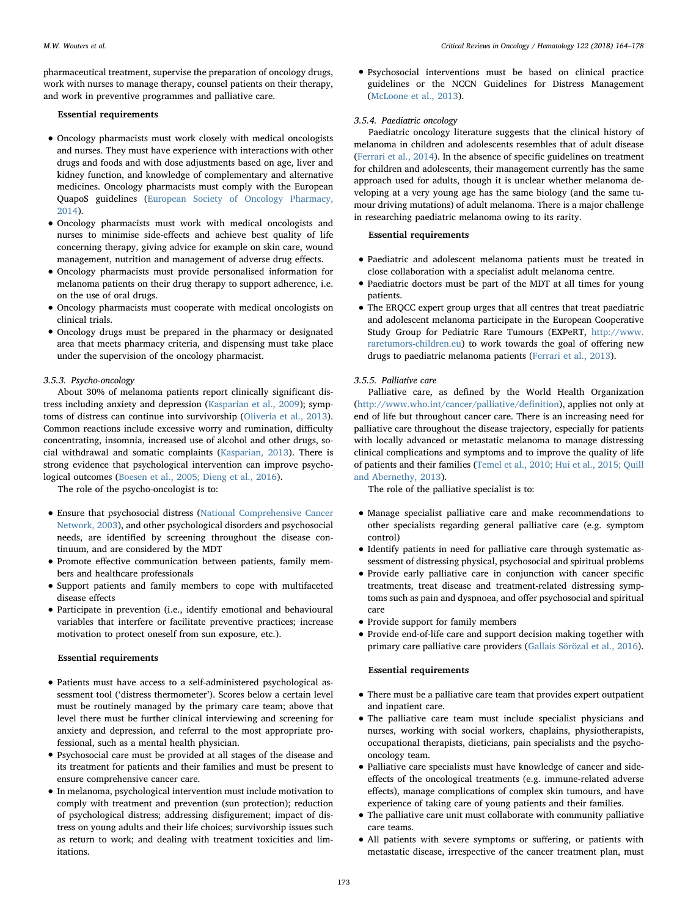pharmaceutical treatment, supervise the preparation of oncology drugs, work with nurses to manage therapy, counsel patients on their therapy, and work in preventive programmes and palliative care.

**Essential requirements**

- Oncology pharmacists must work closely with medical oncologists and nurses. They must have experience with interactions with other drugs and foods and with dose adjustments based on age, liver and kidney function, and knowledge of complementary and alternative medicines. Oncology pharmacists must comply with the European QuapoS guidelines (European Society of Oncology Pharmacy, 2014).
- Oncology pharmacists must work with medical oncologists and nurses to minimise side-effects and achieve best quality of life concerning therapy, giving advice for example on skin care, wound management, nutrition and management of adverse drug effects.
- Oncology pharmacists must provide personalised information for melanoma patients on their drug therapy to support adherence, i.e. on the use of oral drugs.
- Oncology pharmacists must cooperate with medical oncologists on clinical trials.
- Oncology drugs must be prepared in the pharmacy or designated area that meets pharmacy criteria, and dispensing must take place under the supervision of the oncology pharmacist.

### 3.5.3. Psycho-oncology

About 30% of melanoma patients report clinically significant distress including anxiety and depression (Kasparian et al., 2009); symptoms of distress can continue into survivorship (Oliveria et al., 2013). Common reactions include excessive worry and rumination, difficulty concentrating, insomnia, increased use of alcohol and other drugs, social withdrawal and somatic complaints (Kasparian, 2013). There is strong evidence that psychological intervention can improve psychological outcomes (Boesen et al., 2005; Dieng et al., 2016).

The role of the psycho-oncologist is to:

- Ensure that psychosocial distress (National Comprehensive Cancer Network, 2003), and other psychological disorders and psychosocial needs, are identified by screening throughout the disease continuum, and are considered by the MDT
- Promote effective communication between patients, family members and healthcare professionals
- Support patients and family members to cope with multifaceted disease effects
- Participate in prevention (i.e., identify emotional and behavioural variables that interfere or facilitate preventive practices; increase motivation to protect oneself from sun exposure, etc.).

**Essential requirements**

- Patients must have access to a self-administered psychological assessment tool ('distress thermometer'). Scores below a certain level must be routinely managed by the primary care team; above that level there must be further clinical interviewing and screening for anxiety and depression, and referral to the most appropriate professional, such as a mental health physician.
- Psychosocial care must be provided at all stages of the disease and its treatment for patients and their families and must be present to ensure comprehensive cancer care.
- In melanoma, psychological intervention must include motivation to comply with treatment and prevention (sun protection); reduction of psychological distress; addressing disfigurement; impact of distress on young adults and their life choices; survivorship issues such as return to work; and dealing with treatment toxicities and limitations.
- Psychosocial interventions must be based on clinical practice guidelines or the NCCN Guidelines for Distress Management (McLoone et al., 2013).

### 3.5.4. Paediatric oncology

Paediatric oncology literature suggests that the clinical history of melanoma in children and adolescents resembles that of adult disease (Ferrari et al., 2014). In the absence of specific guidelines on treatment for children and adolescents, their management currently has the same approach used for adults, though it is unclear whether melanoma developing at a very young age has the same biology (and the same tumour driving mutations) of adult melanoma. There is a major challenge in researching paediatric melanoma owing to its rarity.

**Essential requirements**

- Paediatric and adolescent melanoma patients must be treated in close collaboration with a specialist adult melanoma centre.
- Paediatric doctors must be part of the MDT at all times for young patients.
- The ERQCC expert group urges that all centres that treat paediatric and adolescent melanoma participate in the European Cooperative Study Group for Pediatric Rare Tumours (EXPeRT, http://www.raretumors-children.eu) to work towards the goal of offering new drugs to paediatric melanoma patients (Ferrari et al., 2013).

### 3.5.5. Palliative care

Palliative care, as defined by the World Health Organization (http://www.who.int/cancer/palliative/definition), applies not only at end of life but throughout cancer care. There is an increasing need for palliative care throughout the disease trajectory, especially for patients with locally advanced or metastatic melanoma to manage distressing clinical complications and symptoms and to improve the quality of life of patients and their families (Temel et al., 2010; Hui et al., 2015; Quill and Abernethy, 2013).

The role of the palliative specialist is to:

- Manage specialist palliative care and make recommendations to other specialists regarding general palliative care (e.g. symptom control)
- Identify patients in need for palliative care through systematic assessment of distressing physical, psychosocial and spiritual problems
- Provide early palliative care in conjunction with cancer specific treatments, treat disease and treatment-related distressing symptoms such as pain and dyspnoea, and offer psychosocial and spiritual care
- Provide support for family members
- Provide end-of-life care and support decision making together with primary care palliative care providers (Gallais Sérézal et al., 2016).

**Essential requirements**

- There must be a palliative care team that provides expert outpatient and inpatient care.
- The palliative care team must include specialist physicians and nurses, working with social workers, chaplains, physiotherapists, occupational therapists, dieticians, pain specialists and the psycho-oncology team.
- Palliative care specialists must have knowledge of cancer and side-effects of the oncological treatments (e.g. immune-related adverse effects), manage complications of complex skin tumours, and have experience of taking care of young patients and their families.
- The palliative care unit must collaborate with community palliative care teams.
- All patients with severe symptoms or suffering, or patients with metastatic disease, irrespective of the cancer treatment plan, must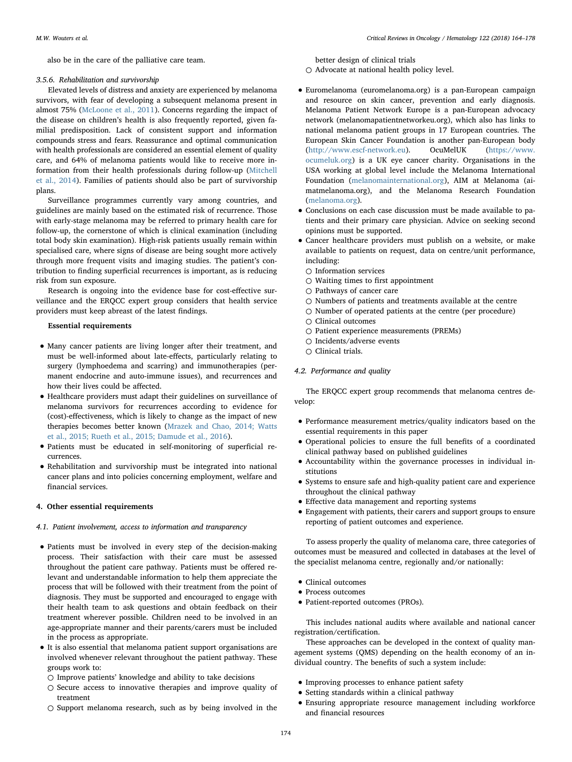also be in the care of the palliative care team.

#### 3.5.6. Rehabilitation and survivorship

Elevated levels of distress and anxiety are experienced by melanoma survivors, with fear of developing a subsequent melanoma present in almost 75% (McLoone et al., 2011). Concerns regarding the impact of the disease on children's health is also frequently reported, given familial predisposition. Lack of consistent support and information compounds stress and fears. Reassurance and optimal communication with health professionals are considered an essential element of quality care, and 64% of melanoma patients would like to receive more information from their health professionals during follow-up (Mitchell et al., 2014). Families of patients should also be part of survivorship plans.

Surveillance programmes currently vary among countries, and guidelines are mainly based on the estimated risk of recurrence. Those with early-stage melanoma may be referred to primary health care for follow-up, the cornerstone of which is clinical examination (including total body skin examination). High-risk patients usually remain within specialised care, where signs of disease are being sought more actively through more frequent visits and imaging studies. The patient's contribution to finding superficial recurrences is important, as is reducing risk from sun exposure.

Research is ongoing into the evidence base for cost-effective surveillance and the ERQCC expert group considers that health service providers must keep abreast of the latest findings.

**Essential requirements**

- Many cancer patients are living longer after their treatment, and must be well-informed about late-effects, particularly relating to surgery (lymphoedema and scarring) and immunotherapies (permanent endocrine and auto-immune issues), and recurrences and how their lives could be affected.
- Healthcare providers must adapt their guidelines on surveillance of melanoma survivors for recurrences according to evidence for (cost)-effectiveness, which is likely to change as the impact of new therapies becomes better known (Mrazek and Chao, 2014; Watts et al., 2015; Rueth et al., 2015; Damude et al., 2016).
- Patients must be educated in self-monitoring of superficial recurrences.
- Rehabilitation and survivorship must be integrated into national cancer plans and into policies concerning employment, welfare and financial services.

## 4. Other essential requirements

### 4.1. Patient involvement, access to information and transparency

- Patients must be involved in every step of the decision-making process. Their satisfaction with their care must be assessed throughout the patient care pathway. Patients must be offered relevant and understandable information to help them appreciate the process that will be followed with their treatment from the point of diagnosis. They must be supported and encouraged to engage with their health team to ask questions and obtain feedback on their treatment wherever possible. Children need to be involved in an age-appropriate manner and their parents/carers must be included in the process as appropriate.
- It is also essential that melanoma patient support organisations are involved whenever relevant throughout the patient pathway. These groups work to:
  - Improve patients' knowledge and ability to take decisions
  - Secure access to innovative therapies and improve quality of treatment
  - Support melanoma research, such as by being involved in the better design of clinical trials
  - Advocate at national health policy level.
- Euromelanoma (euromelanoma.org) is a pan-European campaign and resource on skin cancer, prevention and early diagnosis. Melanoma Patient Network Europe is a pan-European advocacy network (melanomapatientnetworkeu.org), which also has links to national melanoma patient groups in 17 European countries. The European Skin Cancer Foundation is another pan-European body (http://www.escf-network.eu). OcuMelUK (https://www.ocumeluk.org) is a UK eye cancer charity. Organisations in the USA working at global level include the Melanoma International Foundation (melanomainternational.org), AIM at Melanoma (aimatmelanoma.org), and the Melanoma Research Foundation (melanoma.org).
- Conclusions on each case discussion must be made available to patients and their primary care physician. Advice on seeking second opinions must be supported.
- Cancer healthcare providers must publish on a website, or make available to patients on request, data on centre/unit performance, including:
  - Information services
  - Waiting times to first appointment
  - Pathways of cancer care
  - Numbers of patients and treatments available at the centre
  - Number of operated patients at the centre (per procedure)
  - Clinical outcomes
  - Patient experience measurements (PREMs)
  - Incidents/adverse events
  - Clinical trials.

### 4.2. Performance and quality

The ERQCC expert group recommends that melanoma centres develop:

- Performance measurement metrics/quality indicators based on the essential requirements in this paper
- Operational policies to ensure the full benefits of a coordinated clinical pathway based on published guidelines
- Accountability within the governance processes in individual institutions
- Systems to ensure safe and high-quality patient care and experience throughout the clinical pathway
- Effective data management and reporting systems
- Engagement with patients, their carers and support groups to ensure reporting of patient outcomes and experience.

To assess properly the quality of melanoma care, three categories of outcomes must be measured and collected in databases at the level of the specialist melanoma centre, regionally and/or nationally:

- Clinical outcomes
- Process outcomes
- Patient-reported outcomes (PROs).

This includes national audits where available and national cancer registration/certification.

These approaches can be developed in the context of quality management systems (QMS) depending on the health economy of an individual country. The benefits of such a system include:

- Improving processes to enhance patient safety
- Setting standards within a clinical pathway
- Ensuring appropriate resource management including workforce and financial resources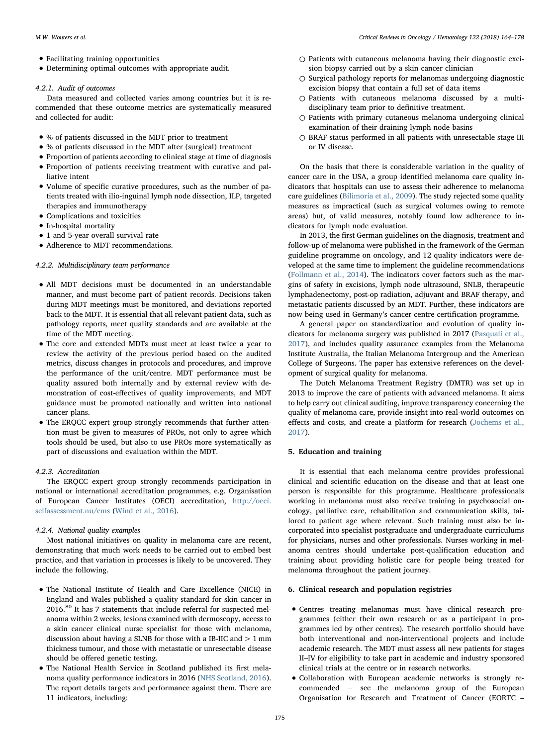- Facilitating training opportunities
- Determining optimal outcomes with appropriate audit.

#### 4.2.1. Audit of outcomes

Data measured and collected varies among countries but it is recommended that these outcome metrics are systematically measured and collected for audit:

- % of patients discussed in the MDT prior to treatment
- % of patients discussed in the MDT after (surgical) treatment
- Proportion of patients according to clinical stage at time of diagnosis
- Proportion of patients receiving treatment with curative and palliative intent
- Volume of specific curative procedures, such as the number of patients treated with ilio-inguinal lymph node dissection, ILP, targeted therapies and immunotherapy
- Complications and toxicities
- In-hospital mortality
- 1 and 5-year overall survival rate
- Adherence to MDT recommendations.

#### 4.2.2. Multidisciplinary team performance

- All MDT decisions must be documented in an understandable manner, and must become part of patient records. Decisions taken during MDT meetings must be monitored, and deviations reported back to the MDT. It is essential that all relevant patient data, such as pathology reports, meet quality standards and are available at the time of the MDT meeting.
- The core and extended MDTs must meet at least twice a year to review the activity of the previous period based on the audited metrics, discuss changes in protocols and procedures, and improve the performance of the unit/centre. MDT performance must be quality assured both internally and by external review with demonstration of cost-effectives of quality improvements, and MDT guidance must be promoted nationally and written into national cancer plans.
- The ERQCC expert group strongly recommends that further attention must be given to measures of PROs, not only to agree which tools should be used, but also to use PROs more systematically as part of discussions and evaluation within the MDT.

#### 4.2.3. Accreditation

The ERQCC expert group strongly recommends participation in national or international accreditation programmes, e.g. Organisation of European Cancer Institutes (OECI) accreditation, http://oeci.selfassessment.nu/cms (Wind et al., 2016).

#### 4.2.4. National quality examples

Most national initiatives on quality in melanoma care are recent, demonstrating that much work needs to be carried out to embed best practice, and that variation in processes is likely to be uncovered. They include the following.

- The National Institute of Health and Care Excellence (NICE) in England and Wales published a quality standard for skin cancer in 2016.[80] It has 7 statements that include referral for suspected melanoma within 2 weeks, lesions examined with dermoscopy, access to a skin cancer clinical nurse specialist for those with melanoma, discussion about having a SLNB for those with a IB-IIC and > 1 mm thickness tumour, and those with metastatic or unresectable disease should be offered genetic testing.
- The National Health Service in Scotland published its first melanoma quality performance indicators in 2016 (NHS Scotland, 2016). The report details targets and performance against them. There are 11 indicators, including:
  - Patients with cutaneous melanoma having their diagnostic excision biopsy carried out by a skin cancer clinician
  - Surgical pathology reports for melanomas undergoing diagnostic excision biopsy that contain a full set of data items
  - Patients with cutaneous melanoma discussed by a multidisciplinary team prior to definitive treatment.
  - Patients with primary cutaneous melanoma undergoing clinical examination of their draining lymph node basins
  - BRAF status performed in all patients with unresectable stage III or IV disease.

On the basis that there is considerable variation in the quality of cancer care in the USA, a group identified melanoma care quality indicators that hospitals can use to assess their adherence to melanoma care guidelines (Bilimoria et al., 2009). The study rejected some quality measures as impractical (such as surgical volumes owing to remote areas) but, of valid measures, notably found low adherence to indicators for lymph node evaluation.

In 2013, the first German guidelines on the diagnosis, treatment and follow-up of melanoma were published in the framework of the German guideline programme on oncology, and 12 quality indicators were developed at the same time to implement the guideline recommendations (Follmann et al., 2014). The indicators cover factors such as the margins of safety in excisions, lymph node ultrasound, SNLB, therapeutic lymphadenectomy, post-op radiation, adjuvant and BRAF therapy, and metastatic patients discussed by an MDT. Further, these indicators are now being used in Germany's cancer centre certification programme.

A general paper on standardization and evolution of quality indicators for melanoma surgery was published in 2017 (Pasquali et al., 2017), and includes quality assurance examples from the Melanoma Institute Australia, the Italian Melanoma Intergroup and the American College of Surgeons. The paper has extensive references on the development of surgical quality for melanoma.

The Dutch Melanoma Treatment Registry (DMTR) was set up in 2013 to improve the care of patients with advanced melanoma. It aims to help carry out clinical auditing, improve transparency concerning the quality of melanoma care, provide insight into real-world outcomes on effects and costs, and create a platform for research (Jochems et al., 2017).

## 5. Education and training

It is essential that each melanoma centre provides professional clinical and scientific education on the disease and that at least one person is responsible for this programme. Healthcare professionals working in melanoma must also receive training in psychosocial oncology, palliative care, rehabilitation and communication skills, tailored to patient age where relevant. Such training must also be incorporated into specialist postgraduate and undergraduate curriculums for physicians, nurses and other professionals. Nurses working in melanoma centres should undertake post-qualification education and training about providing holistic care for people being treated for melanoma throughout the patient journey.

## 6. Clinical research and population registries

- Centres treating melanomas must have clinical research programmes (either their own research or as a participant in programmes led by other centres). The research portfolio should have both interventional and non-interventional projects and include academic research. The MDT must assess all new patients for stages II–IV for eligibility to take part in academic and industry sponsored clinical trials at the centre or in research networks.
- Collaboration with European academic networks is strongly recommended – see the melanoma group of the European Organisation for Research and Treatment of Cancer (EORTC –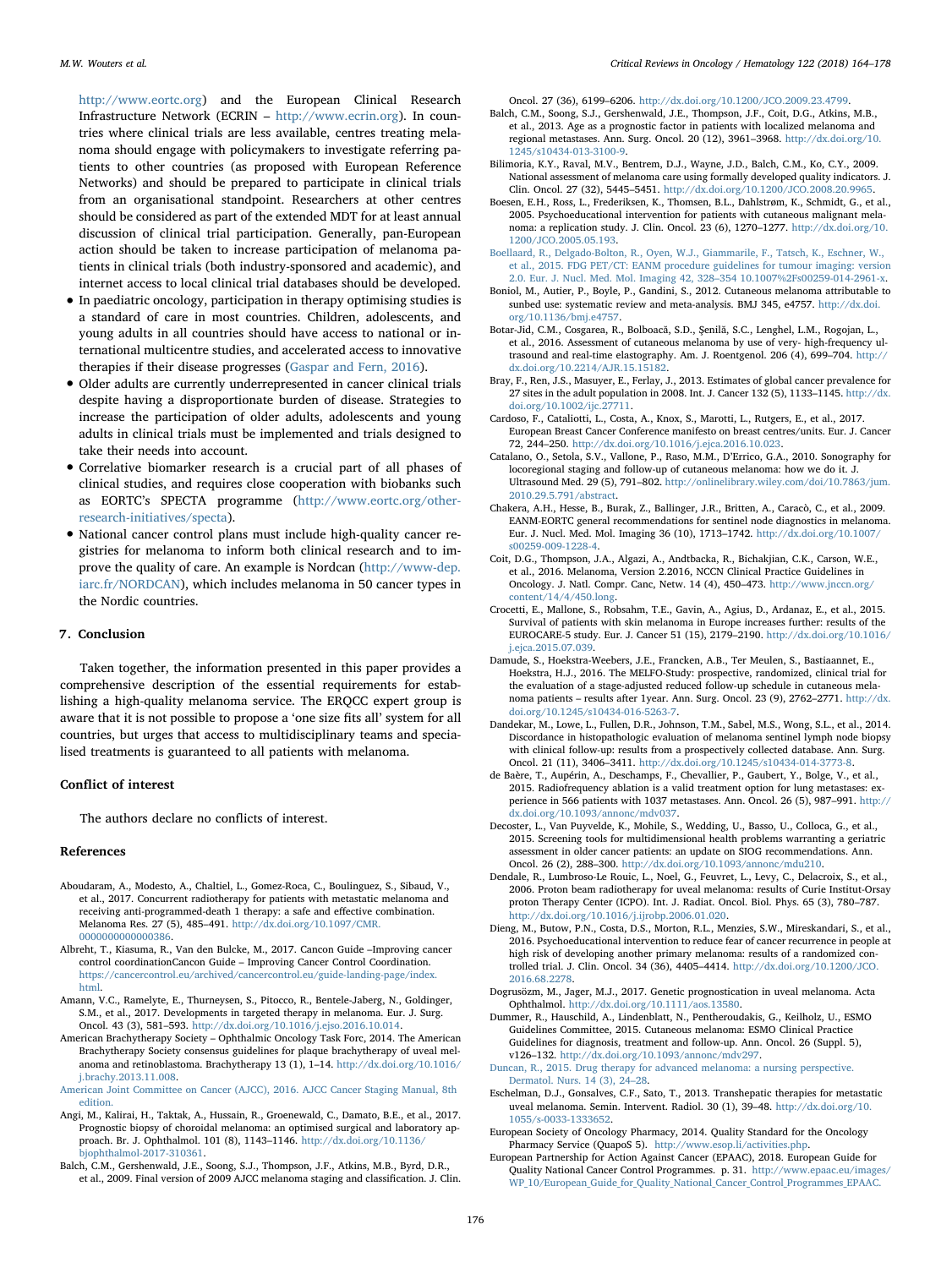http://www.eortc.org) and the European Clinical Research Infrastructure Network (ECRIN – http://www.ecrin.org). In countries where clinical trials are less available, centres treating melanoma should engage with policymakers to investigate referring patients to other countries (as proposed with European Reference Networks) and should be prepared to participate in clinical trials from an organisational standpoint. Researchers at other centres should be considered as part of the extended MDT for at least annual discussion of clinical trial participation. Generally, pan-European action should be taken to increase participation of melanoma patients in clinical trials (both industry-sponsored and academic), and internet access to local clinical trial databases should be developed.

- In paediatric oncology, participation in therapy optimising studies is a standard of care in most countries. Children, adolescents, and young adults in all countries should have access to national or international multicentre studies, and accelerated access to innovative therapies if their disease progresses (Gaspar and Fern, 2016).
- Older adults are currently underrepresented in cancer clinical trials despite having a disproportionate burden of disease. Strategies to increase the participation of older adults, adolescents and young adults in clinical trials must be implemented and trials designed to take their needs into account.
- Correlative biomarker research is a crucial part of all phases of clinical studies, and requires close cooperation with biobanks such as EORTC's SPECTA programme (http://www.eortc.org/other-research-initiatives/specta).
- National cancer control plans must include high-quality cancer registries for melanoma to inform both clinical research and to improve the quality of care. An example is Nordcan (http://www-dep.iarc.fr/NORDCAN), which includes melanoma in 50 cancer types in the Nordic countries.

## 7. Conclusion

Taken together, the information presented in this paper provides a comprehensive description of the essential requirements for establishing a high-quality melanoma service. The ERQCC expert group is aware that it is not possible to propose a 'one size fits all' system for all countries, but urges that access to multidisciplinary teams and specialised treatments is guaranteed to all patients with melanoma.

## Conflict of interest

The authors declare no conflicts of interest.

## References

Aboudaram, A., Modesto, A., Chaltiel, L., Gomez-Roca, C., Boulinguez, S., Sibaud, V., et al., 2017. Concurrent radiotherapy for patients with metastatic melanoma and receiving anti-programmed-death 1 therapy: a safe and effective combination. Melanoma Res. 27 (5), 485–491. http://dx.doi.org/10.1097/CMR.0000000000000386.

Albreht, T., Kiasuma, R., Van den Bulcke, M., 2017. Cancon Guide –Improving cancer control coordinationCancon Guide – Improving Cancer Control Coordination. https://cancercontrol.eu/archived/cancercontrol.eu/guide-landing-page/index.html.

Amann, V.C., Ramelyte, E., Thurneysen, S., Pitocco, R., Bentele-Jaberg, N., Goldinger, S.M., et al., 2017. Developments in targeted therapy in melanoma. Eur. J. Surg. Oncol. 43 (3), 581–593. http://dx.doi.org/10.1016/j.ejso.2016.10.014.

American Brachytherapy Society – Ophthalmic Oncology Task Forc, 2014. The American Brachytherapy Society consensus guidelines for plaque brachytherapy of uveal melanoma and retinoblastoma. Brachytherapy 13 (1), 1–14. http://dx.doi.org/10.1016/j.brachy.2013.11.008.

American Joint Committee on Cancer (AJCC), 2016. AJCC Cancer Staging Manual, 8th edition.

Angi, M., Kalirai, H., Taktak, A., Hussain, R., Groenewald, C., Damato, B.E., et al., 2017. Prognostic biopsy of choroidal melanoma: an optimised surgical and laboratory approach. Br. J. Ophthalmol. 101 (8), 1143–1146. http://dx.doi.org/10.1136/bjophthalmol-2017-310361.

Balch, C.M., Gershenwald, J.E., Soong, S.J., Thompson, J.F., Atkins, M.B., Byrd, D.R., et al., 2009. Final version of 2009 AJCC melanoma staging and classification. J. Clin. Oncol. 27 (36), 6199–6206. http://dx.doi.org/10.1200/JCO.2009.23.4799.

Balch, C.M., Soong, S.J., Gershenwald, J.E., Thompson, J.F., Coit, D.G., Atkins, M.B., et al., 2013. Age as a prognostic factor in patients with localized melanoma and regional metastases. Ann. Surg. Oncol. 20 (12), 3961–3968. http://dx.doi.org/10.1245/s10434-013-3100-9.

Bilimoria, K.Y., Raval, M.V., Bentrem, D.J., Wayne, J.D., Balch, C.M., Ko, C.Y., 2009. National assessment of melanoma care using formally developed quality indicators. J. Clin. Oncol. 27 (32), 5445–5451. http://dx.doi.org/10.1200/JCO.2008.20.9965.

Boesen, E.H., Ross, L., Frederiksen, K., Thomsen, B.L., Dahlstrøm, K., Schmidt, G., et al., 2005. Psychoeducational intervention for patients with cutaneous malignant melanoma: a replication study. J. Clin. Oncol. 23 (6), 1270–1277. http://dx.doi.org/10.1200/JCO.2005.05.193.

Boellaard, R., Delgado-Bolton, R., Oyen, W.J., Giammarile, F., Tatsch, K., Eschner, W., et al., 2015. FDG PET/CT: EANM procedure guidelines for tumour imaging: version 2.0. Eur. J. Nucl. Med. Mol. Imaging 42, 328–354 10.1007%2Fs00259-014-2961-x.

Boniol, M., Autier, P., Boyle, P., Gandini, S., 2012. Cutaneous melanoma attributable to sunbed use: systematic review and meta-analysis. BMJ 345, e4757. http://dx.doi.org/10.1136/bmj.e4757.

Botar-Jid, C.M., Cosgarea, R., Bolboacă, S.D., Şenilă, S.C., Lenghel, L.M., Rogojan, L., et al., 2016. Assessment of cutaneous melanoma by use of very- high-frequency ultrasound and real-time elastography. Am. J. Roentgenol. 206 (4), 699–704. http://dx.doi.org/10.2214/AJR.15.15182.

Bray, F., Ren, J.S., Masuyer, E., Ferlay, J., 2013. Estimates of global cancer prevalence for 27 sites in the adult population in 2008. Int. J. Cancer 132 (5), 1133–1145. http://dx.doi.org/10.1002/ijc.27711.

Cardoso, F., Cataliotti, L., Costa, A., Knox, S., Marotti, L., Rutgers, E., et al., 2017. European Breast Cancer Conference manifesto on breast centres/units. Eur. J. Cancer 72, 244–250. http://dx.doi.org/10.1016/j.ejca.2016.10.023.

Catalano, O., Setola, S.V., Vallone, P., Raso, M.M., D'Errico, G.A., 2010. Sonography for locoregional staging and follow-up of cutaneous melanoma: how we do it. J. Ultrasound Med. 29 (5), 791–802. http://onlinelibrary.wiley.com/doi/10.7863/jum.2010.29.5.791/abstract.

Chakera, A.H., Hesse, B., Burak, Z., Ballinger, J.R., Britten, A., Caracò, C., et al., 2009. EANM-EORTC general recommendations for sentinel node diagnostics in melanoma. Eur. J. Nucl. Med. Mol. Imaging 36 (10), 1713–1742. http://dx.doi.org/10.1007/s00259-009-1228-4.

Coit, D.G., Thompson, J.A., Algazi, A., Andtbacka, R., Bichakjian, C.K., Carson, W.E., et al., 2016. Melanoma, Version 2.2016, NCCN Clinical Practice Guidelines in Oncology. J. Natl. Compr. Canc, Netw. 14 (4), 450–473. http://www.jnccn.org/content/14/4/450.long.

Crocetti, E., Mallone, S., Robsahm, T.E., Gavin, A., Agius, D., Ardanaz, E., et al., 2015. Survival of patients with skin melanoma in Europe increases further: results of the EUROCARE-5 study. Eur. J. Cancer 51 (15), 2179–2190. http://dx.doi.org/10.1016/j.ejca.2015.07.039.

Damude, S., Hoekstra-Weebers, J.E., Francken, A.B., Ter Meulen, S., Bastiaannet, E., Hoekstra, H.J., 2016. The MELFO-Study: prospective, randomized, clinical trial for the evaluation of a stage-adjusted reduced follow-up schedule in cutaneous melanoma patients – results after 1year. Ann. Surg. Oncol. 23 (9), 2762–2771. http://dx.doi.org/10.1245/s10434-016-5263-7.

Dandekar, M., Lowe, L., Fullen, D.R., Johnson, T.M., Sabel, M.S., Wong, S.L., et al., 2014. Discordance in histopathologic evaluation of melanoma sentinel lymph node biopsy with clinical follow-up: results from a prospectively collected database. Ann. Surg. Oncol. 21 (11), 3406–3411. http://dx.doi.org/10.1245/s10434-014-3773-8.

de Baère, T., Aupérin, A., Deschamps, F., Chevallier, P., Gaubert, Y., Bolge, V., et al., 2015. Radiofrequency ablation is a valid treatment option for lung metastases: experience in 566 patients with 1037 metastases. Ann. Oncol. 26 (5), 987–991. http://dx.doi.org/10.1093/annonc/mdv037.

Decoster, L., Van Puyvelde, K., Mohile, S., Wedding, U., Basso, U., Colloca, G., et al., 2015. Screening tools for multidimensional health problems warranting a geriatric assessment in older cancer patients: an update on SIOG recommendations. Ann. Oncol. 26 (2), 288–300. http://dx.doi.org/10.1093/annonc/mdu210.

Dendale, R., Lumbroso-Le Rouic, L., Noel, G., Feuvret, L., Levy, C., Delacroix, S., et al., 2006. Proton beam radiotherapy for uveal melanoma: results of Curie Institut-Orsay proton Therapy Center (ICPO). Int. J. Radiat. Oncol. Biol. Phys. 65 (3), 780–787. http://dx.doi.org/10.1016/j.ijrobp.2006.01.020.

Dieng, M., Butow, P.N., Costa, D.S., Morton, R.L., Menzies, S.W., Mireskandari, S., et al., 2016. Psychoeducational intervention to reduce fear of cancer recurrence in people at high risk of developing another primary melanoma: results of a randomized controlled trial. J. Clin. Oncol. 34 (36), 4405–4414. http://dx.doi.org/10.1200/JCO.2016.68.2278.

Dogrusözm, M., Jager, M.J., 2017. Genetic prognostication in uveal melanoma. Acta Ophthalmol. http://dx.doi.org/10.1111/aos.13580.

Dummer, R., Hauschild, A., Lindenblatt, N., Pentheroudakis, G., Keilholz, U., ESMO Guidelines Committee, 2015. Cutaneous melanoma: ESMO Clinical Practice Guidelines for diagnosis, treatment and follow-up. Ann. Oncol. 26 (Suppl. 5), v126–132. http://dx.doi.org/10.1093/annonc/mdv297.

Duncan, R., 2015. Drug therapy for advanced melanoma: a nursing perspective. Dermatol. Nurs. 14 (3), 24–28.

Eschelman, D.J., Gonsalves, C.F., Sato, T., 2013. Transhepatic therapies for metastatic uveal melanoma. Semin. Intervent. Radiol. 30 (1), 39–48. http://dx.doi.org/10.1055/s-0033-1333652.

European Society of Oncology Pharmacy, 2014. Quality Standard for the Oncology Pharmacy Service (QuapoS 5). http://www.esop.li/activities.php.

European Partnership for Action Against Cancer (EPAAC), 2018. European Guide for Quality National Cancer Control Programmes. p. 31. http://www.epaac.eu/images/WP_10/European_Guide_for_Quality_National_Cancer_Control_Programmes_EPAAC.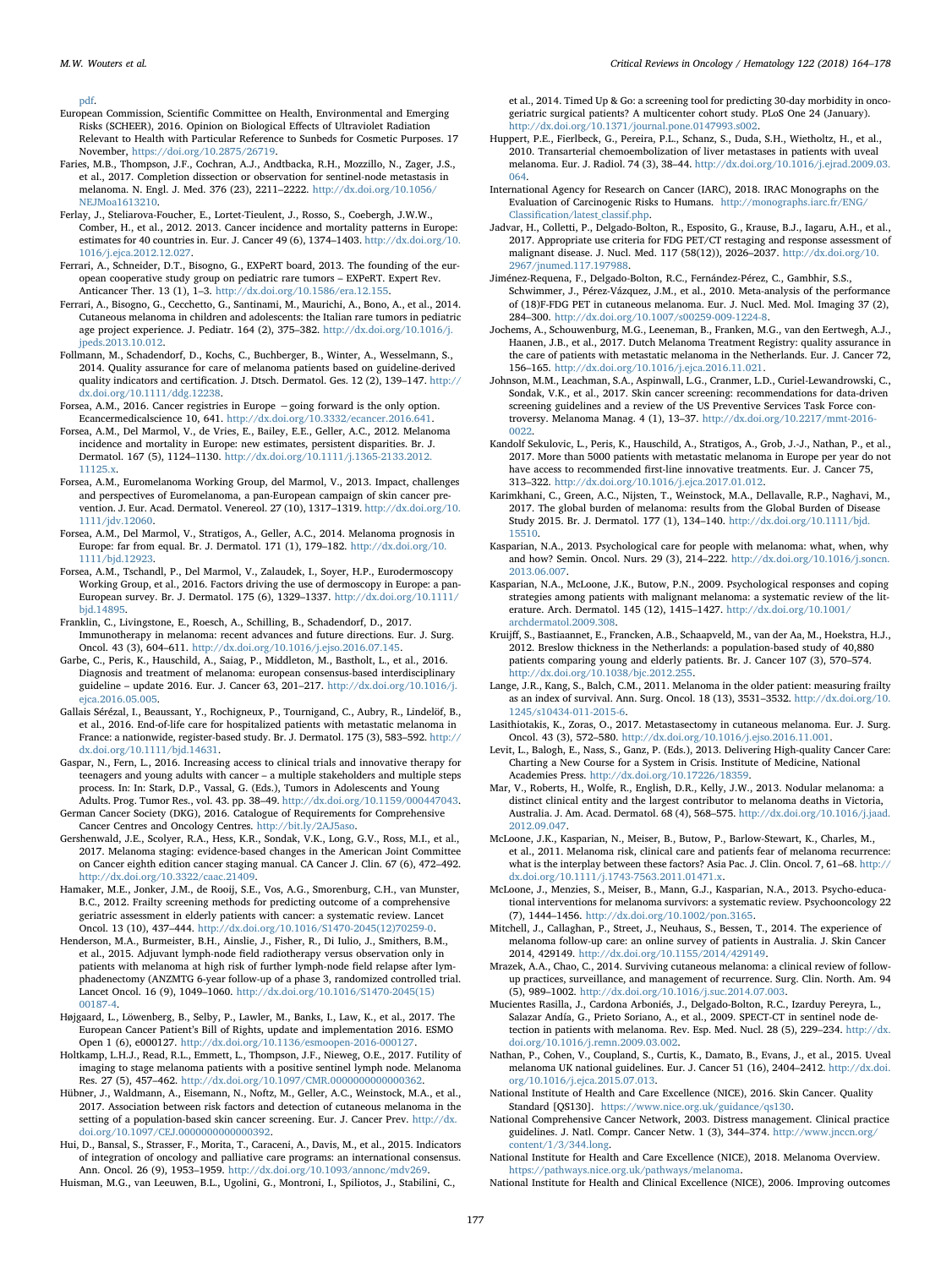pdf.

European Commission, Scientific Committee on Health, Environmental and Emerging Risks (SCHEER), 2016. Opinion on Biological Effects of Ultraviolet Radiation Relevant to Health with Particular Reference to Sunbeds for Cosmetic Purposes. 17 November, https://doi.org/10.2875/26719.

Faries, M.B., Thompson, J.F., Cochran, A.J., Andtbacka, R.H., Mozzillo, N., Zager, J.S., et al., 2017. Completion dissection or observation for sentinel-node metastasis in melanoma. N. Engl. J. Med. 376 (23), 2211–2222. http://dx.doi.org/10.1056/NEJMoa1613210.

Ferlay, J., Steliarova-Foucher, E., Lortet-Tieulent, J., Rosso, S., Coebergh, J.W.W., Comber, H., et al., 2012. 2013. Cancer incidence and mortality patterns in Europe: estimates for 40 countries in. Eur. J. Cancer 49 (6), 1374–1403. http://dx.doi.org/10.1016/j.ejca.2012.12.027.

Ferrari, A., Schneider, D.T., Bisogno, G., EXPeRT board, 2013. The founding of the european cooperative study group on pediatric rare tumors – EXPeRT. Expert Rev. Anticancer Ther. 13 (1), 1–3. http://dx.doi.org/10.1586/era.12.155.

Ferrari, A., Bisogno, G., Cecchetto, G., Santinami, M., Maurichi, A., Bono, A., et al., 2014. Cutaneous melanoma in children and adolescents: the Italian rare tumors in pediatric age project experience. J. Pediatr. 164 (2), 375–382. http://dx.doi.org/10.1016/j.jpeds.2013.10.012.

Follmann, M., Schadendorf, D., Kochs, C., Buchberger, B., Winter, A., Wesselmann, S., 2014. Quality assurance for care of melanoma patients based on guideline-derived quality indicators and certification. J. Dtsch. Dermatol. Ges. 12 (2), 139–147. http://dx.doi.org/10.1111/ddg.12238.

Forsea, A.M., 2016. Cancer registries in Europe −going forward is the only option. Ecancermedicalscience 10, 641. http://dx.doi.org/10.3332/ecancer.2016.641.

Forsea, A.M., Del Marmol, V., de Vries, E., Bailey, E.E., Geller, A.C., 2012. Melanoma incidence and mortality in Europe: new estimates, persistent disparities. Br. J. Dermatol. 167 (5), 1124–1130. http://dx.doi.org/10.1111/j.1365-2133.2012.11125.x.

Forsea, A.M., Euromelanoma Working Group, del Marmol, V., 2013. Impact, challenges and perspectives of Euromelanoma, a pan-European campaign of skin cancer prevention. J. Eur. Acad. Dermatol. Venereol. 27 (10), 1317–1319. http://dx.doi.org/10.1111/jdv.12060.

Forsea, A.M., Del Marmol, V., Stratigos, A., Geller, A.C., 2014. Melanoma prognosis in Europe: far from equal. Br. J. Dermatol. 171 (1), 179–182. http://dx.doi.org/10.1111/bjd.12923.

Forsea, A.M., Tschandl, P., Del Marmol, V., Zalaudek, I., Soyer, H.P., Eurodermoscopy Working Group, et al., 2016. Factors driving the use of dermoscopy in Europe: a pan-European survey. Br. J. Dermatol. 175 (6), 1329–1337. http://dx.doi.org/10.1111/bjd.14895.

Franklin, C., Livingstone, E., Roesch, A., Schilling, B., Schadendorf, D., 2017. Immunotherapy in melanoma: recent advances and future directions. Eur. J. Surg. Oncol. 43 (3), 604–611. http://dx.doi.org/10.1016/j.ejso.2016.07.145.

Garbe, C., Peris, K., Hauschild, A., Saiag, P., Middleton, M., Bastholt, L., et al., 2016. Diagnosis and treatment of melanoma: european consensus-based interdisciplinary guideline – update 2016. Eur. J. Cancer 63, 201–217. http://dx.doi.org/10.1016/j.ejca.2016.05.005.

Gallais Sérézal, I., Beaussant, Y., Rochigneux, P., Tournigand, C., Aubry, R., Lindelöf, B., et al., 2016. End-of-life care for hospitalized patients with metastatic melanoma in France: a nationwide, register-based study. Br. J. Dermatol. 175 (3), 583–592. http://dx.doi.org/10.1111/bjd.14631.

Gaspar, N., Fern, L., 2016. Increasing access to clinical trials and innovative therapy for teenagers and young adults with cancer – a multiple stakeholders and multiple steps process. In: In: Stark, D.P., Vassal, G. (Eds.), Tumors in Adolescents and Young Adults. Prog. Tumor Res., vol. 43. pp. 38–49. http://dx.doi.org/10.1159/000447043.

German Cancer Society (DKG), 2016. Catalogue of Requirements for Comprehensive Cancer Centres and Oncology Centres. http://bit.ly/2AJ5aso.

Gershenwald, J.E., Scolyer, R.A., Hess, K.R., Sondak, V.K., Long, G.V., Ross, M.I., et al., 2017. Melanoma staging: evidence-based changes in the American Joint Committee on Cancer eighth edition cancer staging manual. CA Cancer J. Clin. 67 (6), 472–492. http://dx.doi.org/10.3322/caac.21409.

Hamaker, M.E., Jonker, J.M., de Rooij, S.E., Vos, A.G., Smorenburg, C.H., van Munster, B.C., 2012. Frailty screening methods for predicting outcome of a comprehensive geriatric assessment in elderly patients with cancer: a systematic review. Lancet Oncol. 13 (10), 437–444. http://dx.doi.org/10.1016/S1470-2045(12)70259-0.

Henderson, M.A., Burmeister, B.H., Ainslie, J., Fisher, R., Di Iulio, J., Smithers, B.M., et al., 2015. Adjuvant lymph-node field radiotherapy versus observation only in patients with melanoma at high risk of further lymph-node field relapse after lymphadenectomy (ANZMTG 6-year follow-up of a phase 3, randomized controlled trial. Lancet Oncol. 16 (9), 1049–1060. http://dx.doi.org/10.1016/S1470-2045(15)00187-4.

Højgaard, L., Löwenberg, B., Selby, P., Lawler, M., Banks, I., Law, K., et al., 2017. The European Cancer Patient's Bill of Rights, update and implementation 2016. ESMO Open 1 (6), e000127. http://dx.doi.org/10.1136/esmoopen-2016-000127.

Holtkamp, L.H.J., Read, R.L., Emmett, L., Thompson, J.F., Nieweg, O.E., 2017. Futility of imaging to stage melanoma patients with a positive sentinel lymph node. Melanoma Res. 27 (5), 457–462. http://dx.doi.org/10.1097/CMR.0000000000000362.

Hübner, J., Waldmann, A., Eisemann, N., Noftz, M., Geller, A.C., Weinstock, M.A., et al., 2017. Association between risk factors and detection of cutaneous melanoma in the setting of a population-based skin cancer screening. Eur. J. Cancer Prev. http://dx.doi.org/10.1097/CEJ.0000000000000392.

Hui, D., Bansal, S., Strasser, F., Morita, T., Caraceni, A., Davis, M., et al., 2015. Indicators of integration of oncology and palliative care programs: an international consensus. Ann. Oncol. 26 (9), 1953–1959. http://dx.doi.org/10.1093/annonc/mdv269.

Huisman, M.G., van Leeuwen, B.L., Ugolini, G., Montroni, I., Spiliotos, J., Stabilini, C., et al., 2014. Timed Up & Go: a screening tool for predicting 30-day morbidity in onco-geriatric surgical patients? A multicenter cohort study. PLoS One 24 (January). http://dx.doi.org/10.1371/journal.pone.0147993.s002.

Huppert, P.E., Fierlbeck, G., Pereira, P.L., Schanz, S., Duda, S.H., Wietholtz, H., et al., 2010. Transarterial chemoembolization of liver metastases in patients with uveal melanoma. Eur. J. Radiol. 74 (3), 38–44. http://dx.doi.org/10.1016/j.ejrad.2009.03.064.

International Agency for Research on Cancer (IARC), 2018. IRAC Monographs on the Evaluation of Carcinogenic Risks to Humans. http://monographs.iarc.fr/ENG/Classification/latest_classif.php.

Jadvar, H., Colletti, P., Delgado-Bolton, R., Esposito, G., Krause, B.J., Iagaru, A.H., et al., 2017. Appropriate use criteria for FDG PET/CT restaging and response assessment of malignant disease. J. Nucl. Med. 117 (58(12)), 2026–2037. http://dx.doi.org/10.2967/jnumed.117.197988.

Jiménez-Requena, F., Delgado-Bolton, R.C., Fernández-Pérez, C., Gambhir, S.S., Schwimmer, J., Pérez-Vázquez, J.M., et al., 2010. Meta-analysis of the performance of (18)F-FDG PET in cutaneous melanoma. Eur. J. Nucl. Med. Mol. Imaging 37 (2), 284–300. http://dx.doi.org/10.1007/s00259-009-1224-8.

Jochems, A., Schouwenburg, M.G., Leeneman, B., Franken, M.G., van den Eertwegh, A.J., Haanen, J.B., et al., 2017. Dutch Melanoma Treatment Registry: quality assurance in the care of patients with metastatic melanoma in the Netherlands. Eur. J. Cancer 72, 156–165. http://dx.doi.org/10.1016/j.ejca.2016.11.021.

Johnson, M.M., Leachman, S.A., Aspinwall, L.G., Cranmer, L.D., Curiel-Lewandrowski, C., Sondak, V.K., et al., 2017. Skin cancer screening: recommendations for data-driven screening guidelines and a review of the US Preventive Services Task Force controversy. Melanoma Manag. 4 (1), 13–37. http://dx.doi.org/10.2217/mmt-2016-0022.

Kandolf Sekulovic, L., Peris, K., Hauschild, A., Stratigos, A., Grob, J.-J., Nathan, P., et al., 2017. More than 5000 patients with metastatic melanoma in Europe per year do not have access to recommended first-line innovative treatments. Eur. J. Cancer 75, 313–322. http://dx.doi.org/10.1016/j.ejca.2017.01.012.

Karimkhani, C., Green, A.C., Nijsten, T., Weinstock, M.A., Dellavalle, R.P., Naghavi, M., 2017. The global burden of melanoma: results from the Global Burden of Disease Study 2015. Br. J. Dermatol. 177 (1), 134–140. http://dx.doi.org/10.1111/bjd.15510.

Kasparian, N.A., 2013. Psychological care for people with melanoma: what, when, why and how? Semin. Oncol. Nurs. 29 (3), 214–222. http://dx.doi.org/10.1016/j.soncn.2013.06.007.

Kasparian, N.A., McLoone, J.K., Butow, P.N., 2009. Psychological responses and coping strategies among patients with malignant melanoma: a systematic review of the literature. Arch. Dermatol. 145 (12), 1415–1427. http://dx.doi.org/10.1001/archdermatol.2009.308.

Kruijff, S., Bastiaannet, E., Francken, A.B., Schaapveld, M., van der Aa, M., Hoekstra, H.J., 2012. Breslow thickness in the Netherlands: a population-based study of 40,880 patients comparing young and elderly patients. Br. J. Cancer 107 (3), 570–574. http://dx.doi.org/10.1038/bjc.2012.255.

Lange, J.R., Kang, S., Balch, C.M., 2011. Melanoma in the older patient: measuring frailty as an index of survival. Ann. Surg. Oncol. 18 (13), 3531–3532. http://dx.doi.org/10.1245/s10434-011-2015-6.

Lasithiotakis, K., Zoras, O., 2017. Metastasectomy in cutaneous melanoma. Eur. J. Surg. Oncol. 43 (3), 572–580. http://dx.doi.org/10.1016/j.ejso.2016.11.001.

Levit, L., Balogh, E., Nass, S., Ganz, P. (Eds.), 2013. Delivering High-quality Cancer Care: Charting a New Course for a System in Crisis. Institute of Medicine, National Academies Press. http://dx.doi.org/10.17226/18359.

Mar, V., Roberts, H., Wolfe, R., English, D.R., Kelly, J.W., 2013. Nodular melanoma: a distinct clinical entity and the largest contributor to melanoma deaths in Victoria, Australia. J. Am. Acad. Dermatol. 68 (4), 568–575. http://dx.doi.org/10.1016/j.jaad.2012.09.047.

McLoone, J.K., Kasparian, N., Meiser, B., Butow, P., Barlow-Stewart, K., Charles, M., et al., 2011. Melanoma risk, clinical care and patients fear of melanoma recurrence: what is the interplay between these factors? Asia Pac. J. Clin. Oncol. 7, 61–68. http://dx.doi.org/10.1111/j.1743-7563.2011.01471.x.

McLoone, J., Menzies, S., Meiser, B., Mann, G.J., Kasparian, N.A., 2013. Psycho-educational interventions for melanoma survivors: a systematic review. Psychooncology 22 (7), 1444–1456. http://dx.doi.org/10.1002/pon.3165.

Mitchell, J., Callaghan, P., Street, J., Neuhaus, S., Bessen, T., 2014. The experience of melanoma follow-up care: an online survey of patients in Australia. J. Skin Cancer 2014, 429149. http://dx.doi.org/10.1155/2014/429149.

Mrazek, A.A., Chao, C., 2014. Surviving cutaneous melanoma: a clinical review of follow-up practices, surveillance, and management of recurrence. Surg. Clin. North. Am. 94 (5), 989–1002. http://dx.doi.org/10.1016/j.suc.2014.07.003.

Mucientes Rasilla, J., Cardona Arboniés, J., Delgado-Bolton, R.C., Izarduy Pereyra, L., Salazar Andía, G., Prieto Soriano, A., et al., 2009. SPECT-CT in sentinel node detection in patients with melanoma. Rev. Esp. Med. Nucl. 28 (5), 229–234. http://dx.doi.org/10.1016/j.remn.2009.03.002.

Nathan, P., Cohen, V., Coupland, S., Curtis, K., Damato, B., Evans, J., et al., 2015. Uveal melanoma UK national guidelines. Eur. J. Cancer 51 (16), 2404–2412. http://dx.doi.org/10.1016/j.ejca.2015.07.013.

National Institute of Health and Care Excellence (NICE), 2016. Skin Cancer. Quality Standard [QS130]. https://www.nice.org.uk/guidance/qs130.

National Comprehensive Cancer Network, 2003. Distress management. Clinical practice guidelines. J. Natl. Compr. Cancer Netw. 1 (3), 344–374. http://www.jnccn.org/content/1/3/344.long.

National Institute for Health and Care Excellence (NICE), 2018. Melanoma Overview. https://pathways.nice.org.uk/pathways/melanoma.

National Institute for Health and Clinical Excellence (NICE), 2006. Improving outcomes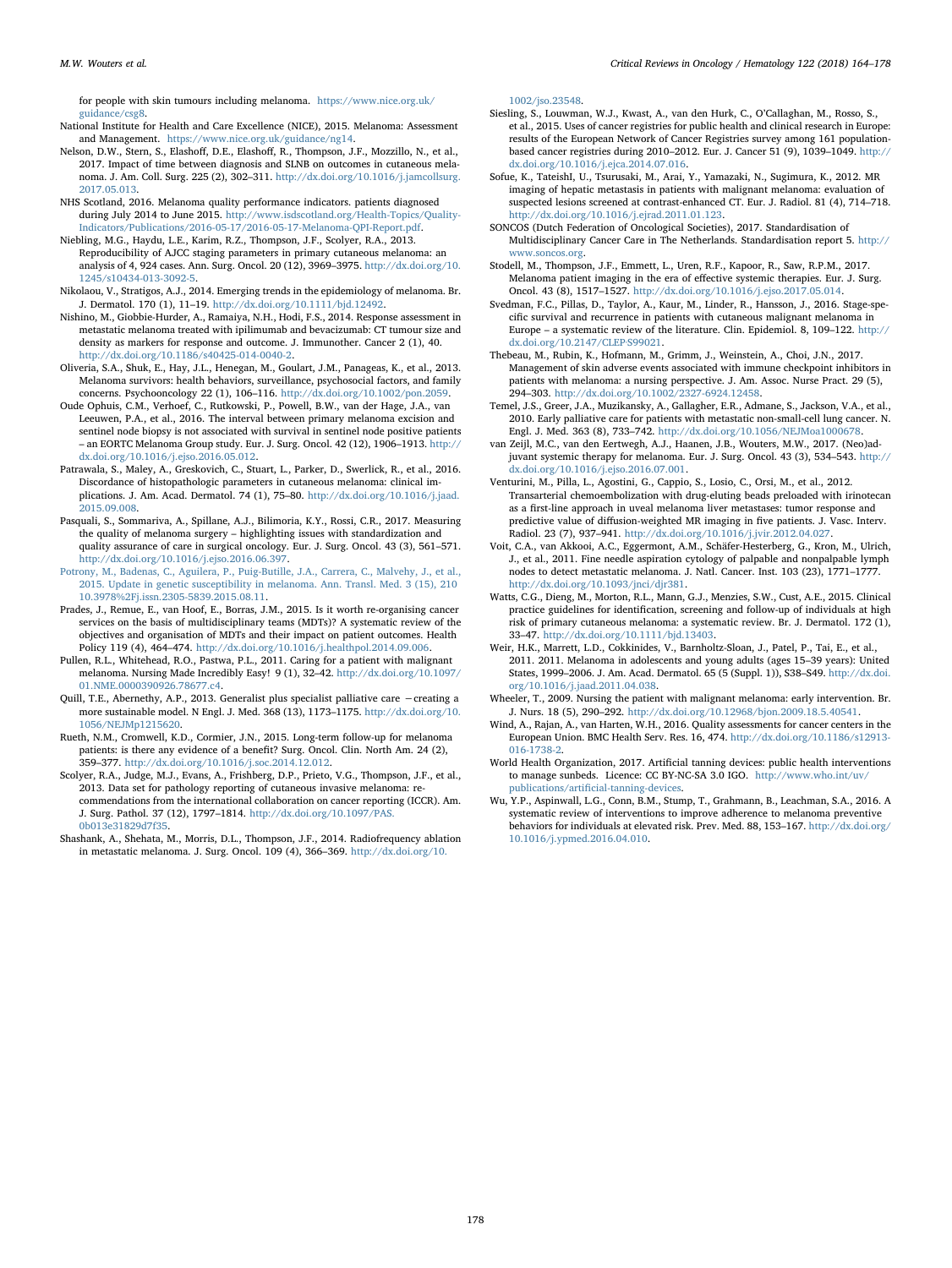for people with skin tumours including melanoma. https://www.nice.org.uk/guidance/csg8.

National Institute for Health and Care Excellence (NICE), 2015. Melanoma: Assessment and Management. https://www.nice.org.uk/guidance/ng14.

Nelson, D.W., Stern, S., Elashoff, D.E., Elashoff, R., Thompson, J.F., Mozzillo, N., et al., 2017. Impact of time between diagnosis and SLNB on outcomes in cutaneous melanoma. J. Am. Coll. Surg. 225 (2), 302–311. http://dx.doi.org/10.1016/j.jamcollsurg.2017.05.013.

NHS Scotland, 2016. Melanoma quality performance indicators. patients diagnosed during July 2014 to June 2015. http://www.isdscotland.org/Health-Topics/Quality-Indicators/Publications/2016-05-17/2016-05-17-Melanoma-QPI-Report.pdf.

Niebling, M.G., Haydu, L.E., Karim, R.Z., Thompson, J.F., Scolyer, R.A., 2013. Reproducibility of AJCC staging parameters in primary cutaneous melanoma: an analysis of 4, 924 cases. Ann. Surg. Oncol. 20 (12), 3969–3975. http://dx.doi.org/10.1245/s10434-013-3092-5.

Nikolaou, V., Stratigos, A.J., 2014. Emerging trends in the epidemiology of melanoma. Br. J. Dermatol. 170 (1), 11–19. http://dx.doi.org/10.1111/bjd.12492.

Nishino, M., Giobbie-Hurder, A., Ramaiya, N.H., Hodi, F.S., 2014. Response assessment in metastatic melanoma treated with ipilimumab and bevacizumab: CT tumour size and density as markers for response and outcome. J. Immunother. Cancer 2 (1), 40. http://dx.doi.org/10.1186/s40425-014-0040-2.

Oliveria, S.A., Shuk, E., Hay, J.L., Henegan, M., Goulart, J.M., Panageas, K., et al., 2013. Melanoma survivors: health behaviors, surveillance, psychosocial factors, and family concerns. Psychooncology 22 (1), 106–116. http://dx.doi.org/10.1002/pon.2059.

Oude Ophuis, C.M., Verhoef, C., Rutkowski, P., Powell, B.W., van der Hage, J.A., van Leeuwen, P.A., et al., 2016. The interval between primary melanoma excision and sentinel node biopsy is not associated with survival in sentinel node positive patients – an EORTC Melanoma Group study. Eur. J. Surg. Oncol. 42 (12), 1906–1913. http://dx.doi.org/10.1016/j.ejso.2016.05.012.

Patrawala, S., Maley, A., Greskovich, C., Stuart, L., Parker, D., Swerlick, R., et al., 2016. Discordance of histopathologic parameters in cutaneous melanoma: clinical implications. J. Am. Acad. Dermatol. 74 (1), 75–80. http://dx.doi.org/10.1016/j.jaad.2015.09.008.

Pasquali, S., Sommariva, A., Spillane, A.J., Bilimoria, K.Y., Rossi, C.R., 2017. Measuring the quality of melanoma surgery – highlighting issues with standardization and quality assurance of care in surgical oncology. Eur. J. Surg. Oncol. 43 (3), 561–571. http://dx.doi.org/10.1016/j.ejso.2016.06.397.

Potrony, M., Badenas, C., Aguilera, P., Puig-Butille, J.A., Carrera, C., Malvehy, J., et al., 2015. Update in genetic susceptibility in melanoma. Ann. Transl. Med. 3 (15), 210 10.3978%2Fj.issn.2305-5839.2015.08.11.

Prades, J., Remue, E., van Hoof, E., Borras, J.M., 2015. Is it worth re-organising cancer services on the basis of multidisciplinary teams (MDTs)? A systematic review of the objectives and organisation of MDTs and their impact on patient outcomes. Health Policy 119 (4), 464–474. http://dx.doi.org/10.1016/j.healthpol.2014.09.006.

Pullen, R.L., Whitehead, R.O., Pastwa, P.L., 2011. Caring for a patient with malignant melanoma. Nursing Made Incredibly Easy! 9 (1), 32–42. http://dx.doi.org/10.1097/01.NME.0000390926.78677.c4.

Quill, T.E., Abernethy, A.P., 2013. Generalist plus specialist palliative care – creating a more sustainable model. N Engl. J. Med. 368 (13), 1173–1175. http://dx.doi.org/10.1056/NEJMp1215620.

Rueth, N.M., Cromwell, K.D., Cormier, J.N., 2015. Long-term follow-up for melanoma patients: is there any evidence of a benefit? Surg. Oncol. Clin. North Am. 24 (2), 359–377. http://dx.doi.org/10.1016/j.soc.2014.12.012.

Scolyer, R.A., Judge, M.J., Evans, A., Frishberg, D.P., Prieto, V.G., Thompson, J.F., et al., 2013. Data set for pathology reporting of cutaneous invasive melanoma: recommendations from the international collaboration on cancer reporting (ICCR). Am. J. Surg. Pathol. 37 (12), 1797–1814. http://dx.doi.org/10.1097/PAS.0b013e31829d7f35.

Shashank, A., Shehata, M., Morris, D.L., Thompson, J.F., 2014. Radiofrequency ablation in metastatic melanoma. J. Surg. Oncol. 109 (4), 366–369. http://dx.doi.org/10.1002/jso.23548.

Siesling, S., Louwman, W.J., Kwast, A., van den Hurk, C., O'Callaghan, M., Rosso, S., et al., 2015. Uses of cancer registries for public health and clinical research in Europe: results of the European Network of Cancer Registries survey among 161 population-based cancer registries during 2010–2012. Eur. J. Cancer 51 (9), 1039–1049. http://dx.doi.org/10.1016/j.ejca.2014.07.016.

Sofue, K., TateishI, U., Tsurusaki, M., Arai, Y., Yamazaki, N., Sugimura, K., 2012. MR imaging of hepatic metastasis in patients with malignant melanoma: evaluation of suspected lesions screened at contrast-enhanced CT. Eur. J. Radiol. 81 (4), 714–718. http://dx.doi.org/10.1016/j.ejrad.2011.01.123.

SONCOS (Dutch Federation of Oncological Societies), 2017. Standardisation of Multidisciplinary Cancer Care in The Netherlands. Standardisation report 5. http://www.soncos.org.

Stodell, M., Thompson, J.F., Emmett, L., Uren, R.F., Kapoor, R., Saw, R.P.M., 2017. Melanoma patient imaging in the era of effective systemic therapies. Eur. J. Surg. Oncol. 43 (8), 1517–1527. http://dx.doi.org/10.1016/j.ejso.2017.05.014.

Svedman, F.C., Pillas, D., Taylor, A., Kaur, M., Linder, R., Hansson, J., 2016. Stage-specific survival and recurrence in patients with cutaneous malignant melanoma in Europe – a systematic review of the literature. Clin. Epidemiol. 8, 109–122. http://dx.doi.org/10.2147/CLEP.S99021.

Thebeau, M., Rubin, K., Hofmann, M., Grimm, J., Weinstein, A., Choi, J.N., 2017. Management of skin adverse events associated with immune checkpoint inhibitors in patients with melanoma: a nursing perspective. J. Am. Assoc. Nurse Pract. 29 (5), 294–303. http://dx.doi.org/10.1002/2327-6924.12458.

Temel, J.S., Greer, J.A., Muzikansky, A., Gallagher, E.R., Admane, S., Jackson, V.A., et al., 2010. Early palliative care for patients with metastatic non-small-cell lung cancer. N. Engl. J. Med. 363 (8), 733–742. http://dx.doi.org/10.1056/NEJMoa1000678.

van Zeijl, M.C., van den Eertwegh, A.J., Haanen, J.B., Wouters, M.W., 2017. (Neo)adjuvant systemic therapy for melanoma. Eur. J. Surg. Oncol. 43 (3), 534–543. http://dx.doi.org/10.1016/j.ejso.2016.07.001.

Venturini, M., Pilla, L., Agostini, G., Cappio, S., Losio, C., Orsi, M., et al., 2012. Transarterial chemoembolization with drug-eluting beads preloaded with irinotecan as a first-line approach in uveal melanoma liver metastases: tumor response and predictive value of diffusion-weighted MR imaging in five patients. J. Vasc. Interv. Radiol. 23 (7), 937–941. http://dx.doi.org/10.1016/j.jvir.2012.04.027.

Voit, C.A., van Akkooi, A.C., Eggermont, A.M., Schäfer-Hesterberg, G., Kron, M., Ulrich, J., et al., 2011. Fine needle aspiration cytology of palpable and nonpalpable lymph nodes to detect metastatic melanoma. J. Natl. Cancer. Inst. 103 (23), 1771–1777. http://dx.doi.org/10.1093/jnci/djr381.

Watts, C.G., Dieng, M., Morton, R.L., Mann, G.J., Menzies, S.W., Cust, A.E., 2015. Clinical practice guidelines for identification, screening and follow-up of individuals at high risk of primary cutaneous melanoma: a systematic review. Br. J. Dermatol. 172 (1), 33–47. http://dx.doi.org/10.1111/bjd.13403.

Weir, H.K., Marrett, L.D., Cokkinides, V., Barnholtz-Sloan, J., Patel, P., Tai, E., et al., 2011. 2011. Melanoma in adolescents and young adults (ages 15–39 years): United States, 1999–2006. J. Am. Acad. Dermatol. 65 (5 (Suppl. 1)), S38–S49. http://dx.doi.org/10.1016/j.jaad.2011.04.038.

Wheeler, T., 2009. Nursing the patient with malignant melanoma: early intervention. Br. J. Nurs. 18 (5), 290–292. http://dx.doi.org/10.12968/bjon.2009.18.5.40541.

Wind, A., Rajan, A., van Harten, W.H., 2016. Quality assessments for cancer centers in the European Union. BMC Health Serv. Res. 16, 474. http://dx.doi.org/10.1186/s12913-016-1738-2.

World Health Organization, 2017. Artificial tanning devices: public health interventions to manage sunbeds. Licence: CC BY-NC-SA 3.0 IGO. http://www.who.int/uv/publications/artificial-tanning-devices.

Wu, Y.P., Aspinwall, L.G., Conn, B.M., Stump, T., Grahmann, B., Leachman, S.A., 2016. A systematic review of interventions to improve adherence to melanoma preventive behaviors for individuals at elevated risk. Prev. Med. 88, 153–167. http://dx.doi.org/10.1016/j.ypmed.2016.04.010.